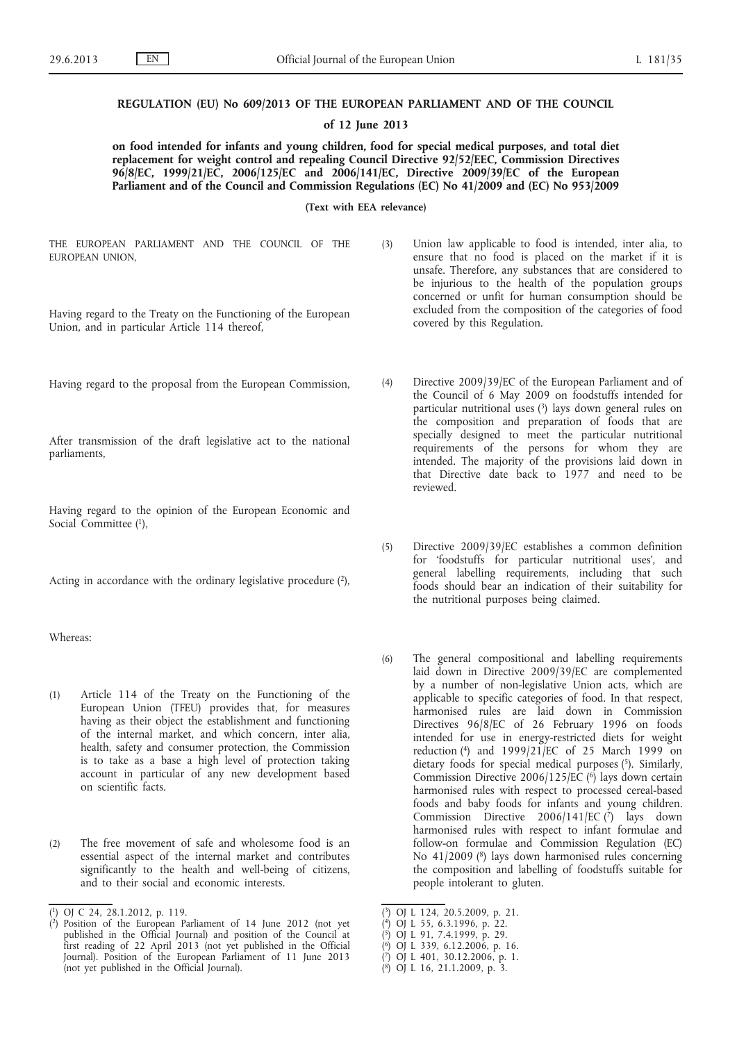# REGULATION (EU) No 609/2013 OF THE EUROPEAN PARLIAMENT AND OF THE COUNCIL

**of 12 June 2013**

**on food intended for infants and young children, food for special medical purposes, and total diet replacement for weight control and repealing Council Directive 92/52/EEC, Commission Directives 96/8/EC, 1999/21/EC, 2006/125/EC and 2006/141/EC, Directive 2009/39/EC of the European Parliament and of the Council and Commission Regulations (EC) No 41/2009 and (EC) No 953/2009**

**(Text with EEA relevance)**

THE EUROPEAN PARLIAMENT AND THE COUNCIL OF THE EUROPEAN UNION,

Having regard to the Treaty on the Functioning of the European Union, and in particular Article 114 thereof,

Having regard to the proposal from the European Commission,

After transmission of the draft legislative act to the national parliaments,

Having regard to the opinion of the European Economic and Social Committee [1],

Acting in accordance with the ordinary legislative procedure [2],

Whereas:

(1) Article 114 of the Treaty on the Functioning of the European Union (TFEU) provides that, for measures having as their object the establishment and functioning of the internal market, and which concern, inter alia, health, safety and consumer protection, the Commission is to take as a base a high level of protection taking account in particular of any new development based on scientific facts.

(2) The free movement of safe and wholesome food is an essential aspect of the internal market and contributes significantly to the health and well-being of citizens, and to their social and economic interests.

(3) Union law applicable to food is intended, inter alia, to ensure that no food is placed on the market if it is unsafe. Therefore, any substances that are considered to be injurious to the health of the population groups concerned or unfit for human consumption should be excluded from the composition of the categories of food covered by this Regulation.

(4) Directive 2009/39/EC of the European Parliament and of the Council of 6 May 2009 on foodstuffs intended for particular nutritional uses [3] lays down general rules on the composition and preparation of foods that are specially designed to meet the particular nutritional requirements of the persons for whom they are intended. The majority of the provisions laid down in that Directive date back to 1977 and need to be reviewed.

(5) Directive 2009/39/EC establishes a common definition for 'foodstuffs for particular nutritional uses', and general labelling requirements, including that such foods should bear an indication of their suitability for the nutritional purposes being claimed.

(6) The general compositional and labelling requirements laid down in Directive 2009/39/EC are complemented by a number of non-legislative Union acts, which are applicable to specific categories of food. In that respect, harmonised rules are laid down in Commission Directives 96/8/EC of 26 February 1996 on foods intended for use in energy-restricted diets for weight reduction [4] and 1999/21/EC of 25 March 1999 on dietary foods for special medical purposes [5]. Similarly, Commission Directive 2006/125/EC [6] lays down certain harmonised rules with respect to processed cereal-based foods and baby foods for infants and young children. Commission Directive 2006/141/EC [7] lays down harmonised rules with respect to infant formulae and follow-on formulae and Commission Regulation (EC) No 41/2009 [8] lays down harmonised rules concerning the composition and labelling of foodstuffs suitable for people intolerant to gluten.

---

[1] OJ C 24, 28.1.2012, p. 119.

[2] Position of the European Parliament of 14 June 2012 (not yet published in the Official Journal) and position of the Council at first reading of 22 April 2013 (not yet published in the Official Journal). Position of the European Parliament of 11 June 2013 (not yet published in the Official Journal).

[3] OJ L 124, 20.5.2009, p. 21.

[4] OJ L 55, 6.3.1996, p. 22.

[5] OJ L 91, 7.4.1999, p. 29.

[6] OJ L 339, 6.12.2006, p. 16.

[7] OJ L 401, 30.12.2006, p. 1.

[8] OJ L 16, 21.1.2009, p. 3.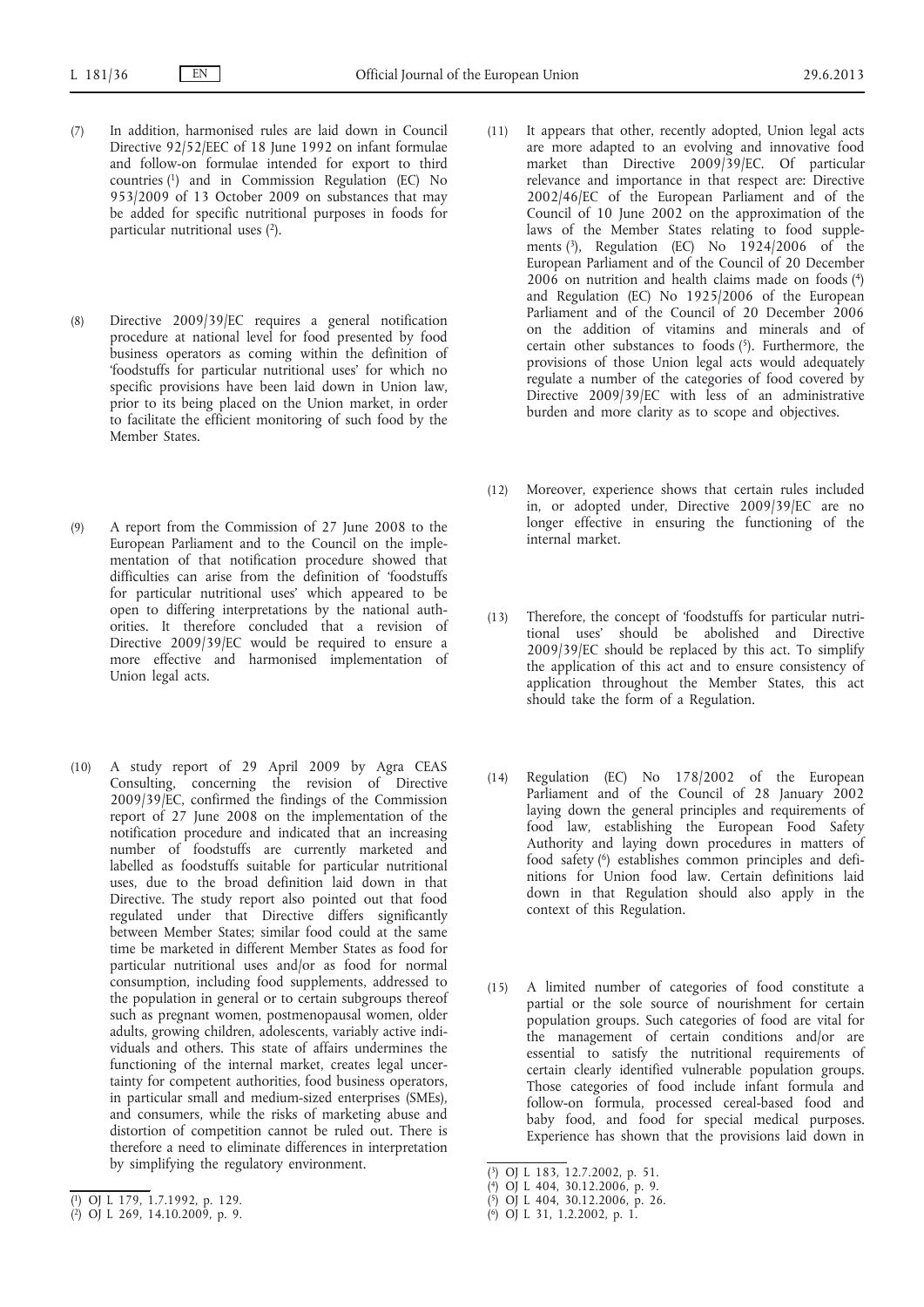(7) In addition, harmonised rules are laid down in Council Directive 92/52/EEC of 18 June 1992 on infant formulae and follow-on formulae intended for export to third countries [1] and in Commission Regulation (EC) No 953/2009 of 13 October 2009 on substances that may be added for specific nutritional purposes in foods for particular nutritional uses [2].

(8) Directive 2009/39/EC requires a general notification procedure at national level for food presented by food business operators as coming within the definition of 'foodstuffs for particular nutritional uses' for which no specific provisions have been laid down in Union law, prior to its being placed on the Union market, in order to facilitate the efficient monitoring of such food by the Member States.

(9) A report from the Commission of 27 June 2008 to the European Parliament and to the Council on the implementation of that notification procedure showed that difficulties can arise from the definition of 'foodstuffs for particular nutritional uses' which appeared to be open to differing interpretations by the national authorities. It therefore concluded that a revision of Directive 2009/39/EC would be required to ensure a more effective and harmonised implementation of Union legal acts.

(10) A study report of 29 April 2009 by Agra CEAS Consulting, concerning the revision of Directive 2009/39/EC, confirmed the findings of the Commission report of 27 June 2008 on the implementation of the notification procedure and indicated that an increasing number of foodstuffs are currently marketed and labelled as foodstuffs suitable for particular nutritional uses, due to the broad definition laid down in that Directive. The study report also pointed out that food regulated under that Directive differs significantly between Member States; similar food could at the same time be marketed in different Member States as food for particular nutritional uses and/or as food for normal consumption, including food supplements, addressed to the population in general or to certain subgroups thereof such as pregnant women, postmenopausal women, older adults, growing children, adolescents, variably active individuals and others. This state of affairs undermines the functioning of the internal market, creates legal uncertainty for competent authorities, food business operators, in particular small and medium-sized enterprises (SMEs), and consumers, while the risks of marketing abuse and distortion of competition cannot be ruled out. There is therefore a need to eliminate differences in interpretation by simplifying the regulatory environment.

(11) It appears that other, recently adopted, Union legal acts are more adapted to an evolving and innovative food market than Directive 2009/39/EC. Of particular relevance and importance in that respect are: Directive 2002/46/EC of the European Parliament and of the Council of 10 June 2002 on the approximation of the laws of the Member States relating to food supplements [3], Regulation (EC) No 1924/2006 of the European Parliament and of the Council of 20 December 2006 on nutrition and health claims made on foods [4] and Regulation (EC) No 1925/2006 of the European Parliament and of the Council of 20 December 2006 on the addition of vitamins and minerals and of certain other substances to foods [5]. Furthermore, the provisions of those Union legal acts would adequately regulate a number of the categories of food covered by Directive 2009/39/EC with less of an administrative burden and more clarity as to scope and objectives.

(12) Moreover, experience shows that certain rules included in, or adopted under, Directive 2009/39/EC are no longer effective in ensuring the functioning of the internal market.

(13) Therefore, the concept of 'foodstuffs for particular nutritional uses' should be abolished and Directive 2009/39/EC should be replaced by this act. To simplify the application of this act and to ensure consistency of application throughout the Member States, this act should take the form of a Regulation.

(14) Regulation (EC) No 178/2002 of the European Parliament and of the Council of 28 January 2002 laying down the general principles and requirements of food law, establishing the European Food Safety Authority and laying down procedures in matters of food safety [6] establishes common principles and definitions for Union food law. Certain definitions laid down in that Regulation should also apply in the context of this Regulation.

(15) A limited number of categories of food constitute a partial or the sole source of nourishment for certain population groups. Such categories of food are vital for the management of certain conditions and/or are essential to satisfy the nutritional requirements of certain clearly identified vulnerable population groups. Those categories of food include infant formula and follow-on formula, processed cereal-based food and baby food, and food for special medical purposes. Experience has shown that the provisions laid down in

---

[1] OJ L 179, 1.7.1992, p. 129.

[2] OJ L 269, 14.10.2009, p. 9.

[3] OJ L 183, 12.7.2002, p. 51.

[4] OJ L 404, 30.12.2006, p. 9.

[5] OJ L 404, 30.12.2006, p. 26.

[6] OJ L 31, 1.2.2002, p. 1.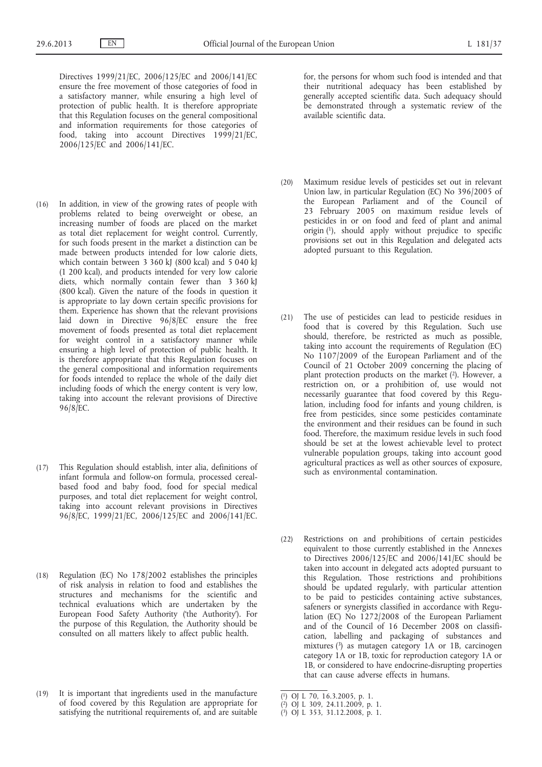Directives 1999/21/EC, 2006/125/EC and 2006/141/EC ensure the free movement of those categories of food in a satisfactory manner, while ensuring a high level of protection of public health. It is therefore appropriate that this Regulation focuses on the general compositional and information requirements for those categories of food, taking into account Directives 1999/21/EC, 2006/125/EC and 2006/141/EC.

(16) In addition, in view of the growing rates of people with problems related to being overweight or obese, an increasing number of foods are placed on the market as total diet replacement for weight control. Currently, for such foods present in the market a distinction can be made between products intended for low calorie diets, which contain between 3 360 kJ (800 kcal) and 5 040 kJ (1 200 kcal), and products intended for very low calorie diets, which normally contain fewer than 3 360 kJ (800 kcal). Given the nature of the foods in question it is appropriate to lay down certain specific provisions for them. Experience has shown that the relevant provisions laid down in Directive 96/8/EC ensure the free movement of foods presented as total diet replacement for weight control in a satisfactory manner while ensuring a high level of protection of public health. It is therefore appropriate that this Regulation focuses on the general compositional and information requirements for foods intended to replace the whole of the daily diet including foods of which the energy content is very low, taking into account the relevant provisions of Directive 96/8/EC.

(17) This Regulation should establish, inter alia, definitions of infant formula and follow-on formula, processed cereal-based food and baby food, food for special medical purposes, and total diet replacement for weight control, taking into account relevant provisions in Directives 96/8/EC, 1999/21/EC, 2006/125/EC and 2006/141/EC.

(18) Regulation (EC) No 178/2002 establishes the principles of risk analysis in relation to food and establishes the structures and mechanisms for the scientific and technical evaluations which are undertaken by the European Food Safety Authority ('the Authority'). For the purpose of this Regulation, the Authority should be consulted on all matters likely to affect public health.

(19) It is important that ingredients used in the manufacture of food covered by this Regulation are appropriate for satisfying the nutritional requirements of, and are suitable for, the persons for whom such food is intended and that their nutritional adequacy has been established by generally accepted scientific data. Such adequacy should be demonstrated through a systematic review of the available scientific data.

(20) Maximum residue levels of pesticides set out in relevant Union law, in particular Regulation (EC) No 396/2005 of the European Parliament and of the Council of 23 February 2005 on maximum residue levels of pesticides in or on food and feed of plant and animal origin [1], should apply without prejudice to specific provisions set out in this Regulation and delegated acts adopted pursuant to this Regulation.

(21) The use of pesticides can lead to pesticide residues in food that is covered by this Regulation. Such use should, therefore, be restricted as much as possible, taking into account the requirements of Regulation (EC) No 1107/2009 of the European Parliament and of the Council of 21 October 2009 concerning the placing of plant protection products on the market [2]. However, a restriction on, or a prohibition of, use would not necessarily guarantee that food covered by this Regulation, including food for infants and young children, is free from pesticides, since some pesticides contaminate the environment and their residues can be found in such food. Therefore, the maximum residue levels in such food should be set at the lowest achievable level to protect vulnerable population groups, taking into account good agricultural practices as well as other sources of exposure, such as environmental contamination.

(22) Restrictions on and prohibitions of certain pesticides equivalent to those currently established in the Annexes to Directives 2006/125/EC and 2006/141/EC should be taken into account in delegated acts adopted pursuant to this Regulation. Those restrictions and prohibitions should be updated regularly, with particular attention to be paid to pesticides containing active substances, safeners or synergists classified in accordance with Regulation (EC) No 1272/2008 of the European Parliament and of the Council of 16 December 2008 on classification, labelling and packaging of substances and mixtures [3] as mutagen category 1A or 1B, carcinogen category 1A or 1B, toxic for reproduction category 1A or 1B, or considered to have endocrine-disrupting properties that can cause adverse effects in humans.

---

[1] OJ L 70, 16.3.2005, p. 1.

[2] OJ L 309, 24.11.2009, p. 1.

[3] OJ L 353, 31.12.2008, p. 1.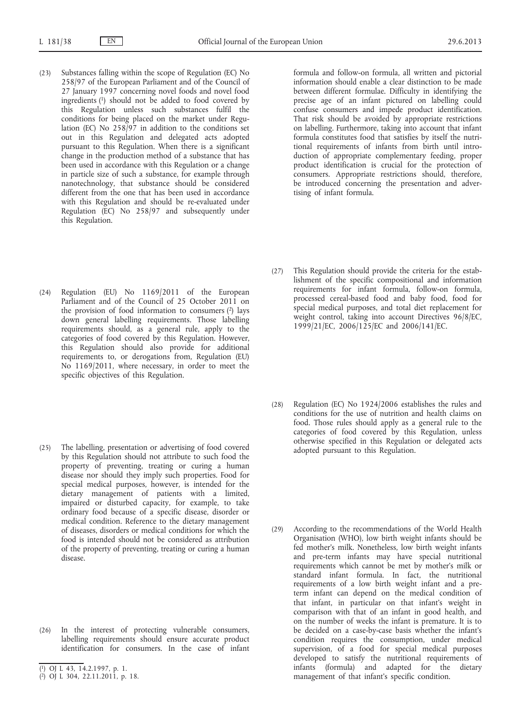(23) Substances falling within the scope of Regulation (EC) No 258/97 of the European Parliament and of the Council of 27 January 1997 concerning novel foods and novel food ingredients [1] should not be added to food covered by this Regulation unless such substances fulfil the conditions for being placed on the market under Regulation (EC) No 258/97 in addition to the conditions set out in this Regulation and delegated acts adopted pursuant to this Regulation. When there is a significant change in the production method of a substance that has been used in accordance with this Regulation or a change in particle size of such a substance, for example through nanotechnology, that substance should be considered different from the one that has been used in accordance with this Regulation and should be re-evaluated under Regulation (EC) No 258/97 and subsequently under this Regulation.

(24) Regulation (EU) No 1169/2011 of the European Parliament and of the Council of 25 October 2011 on the provision of food information to consumers [2] lays down general labelling requirements. Those labelling requirements should, as a general rule, apply to the categories of food covered by this Regulation. However, this Regulation should also provide for additional requirements to, or derogations from, Regulation (EU) No 1169/2011, where necessary, in order to meet the specific objectives of this Regulation.

(25) The labelling, presentation or advertising of food covered by this Regulation should not attribute to such food the property of preventing, treating or curing a human disease nor should they imply such properties. Food for special medical purposes, however, is intended for the dietary management of patients with a limited, impaired or disturbed capacity, for example, to take ordinary food because of a specific disease, disorder or medical condition. Reference to the dietary management of diseases, disorders or medical conditions for which the food is intended should not be considered as attribution of the property of preventing, treating or curing a human disease.

(26) In the interest of protecting vulnerable consumers, labelling requirements should ensure accurate product identification for consumers. In the case of infant formula and follow-on formula, all written and pictorial information should enable a clear distinction to be made between different formulae. Difficulty in identifying the precise age of an infant pictured on labelling could confuse consumers and impede product identification. That risk should be avoided by appropriate restrictions on labelling. Furthermore, taking into account that infant formula constitutes food that satisfies by itself the nutritional requirements of infants from birth until introduction of appropriate complementary feeding, proper product identification is crucial for the protection of consumers. Appropriate restrictions should, therefore, be introduced concerning the presentation and advertising of infant formula.

(27) This Regulation should provide the criteria for the establishment of the specific compositional and information requirements for infant formula, follow-on formula, processed cereal-based food and baby food, food for special medical purposes, and total diet replacement for weight control, taking into account Directives 96/8/EC, 1999/21/EC, 2006/125/EC and 2006/141/EC.

(28) Regulation (EC) No 1924/2006 establishes the rules and conditions for the use of nutrition and health claims on food. Those rules should apply as a general rule to the categories of food covered by this Regulation, unless otherwise specified in this Regulation or delegated acts adopted pursuant to this Regulation.

(29) According to the recommendations of the World Health Organisation (WHO), low birth weight infants should be fed mother's milk. Nonetheless, low birth weight infants and pre-term infants may have special nutritional requirements which cannot be met by mother's milk or standard infant formula. In fact, the nutritional requirements of a low birth weight infant and a pre-term infant can depend on the medical condition of that infant, in particular on that infant's weight in comparison with that of an infant in good health, and on the number of weeks the infant is premature. It is to be decided on a case-by-case basis whether the infant's condition requires the consumption, under medical supervision, of a food for special medical purposes developed to satisfy the nutritional requirements of infants (formula) and adapted for the dietary management of that infant's specific condition.

[1] OJ L 43, 14.2.1997, p. 1.
[2] OJ L 304, 22.11.2011, p. 18.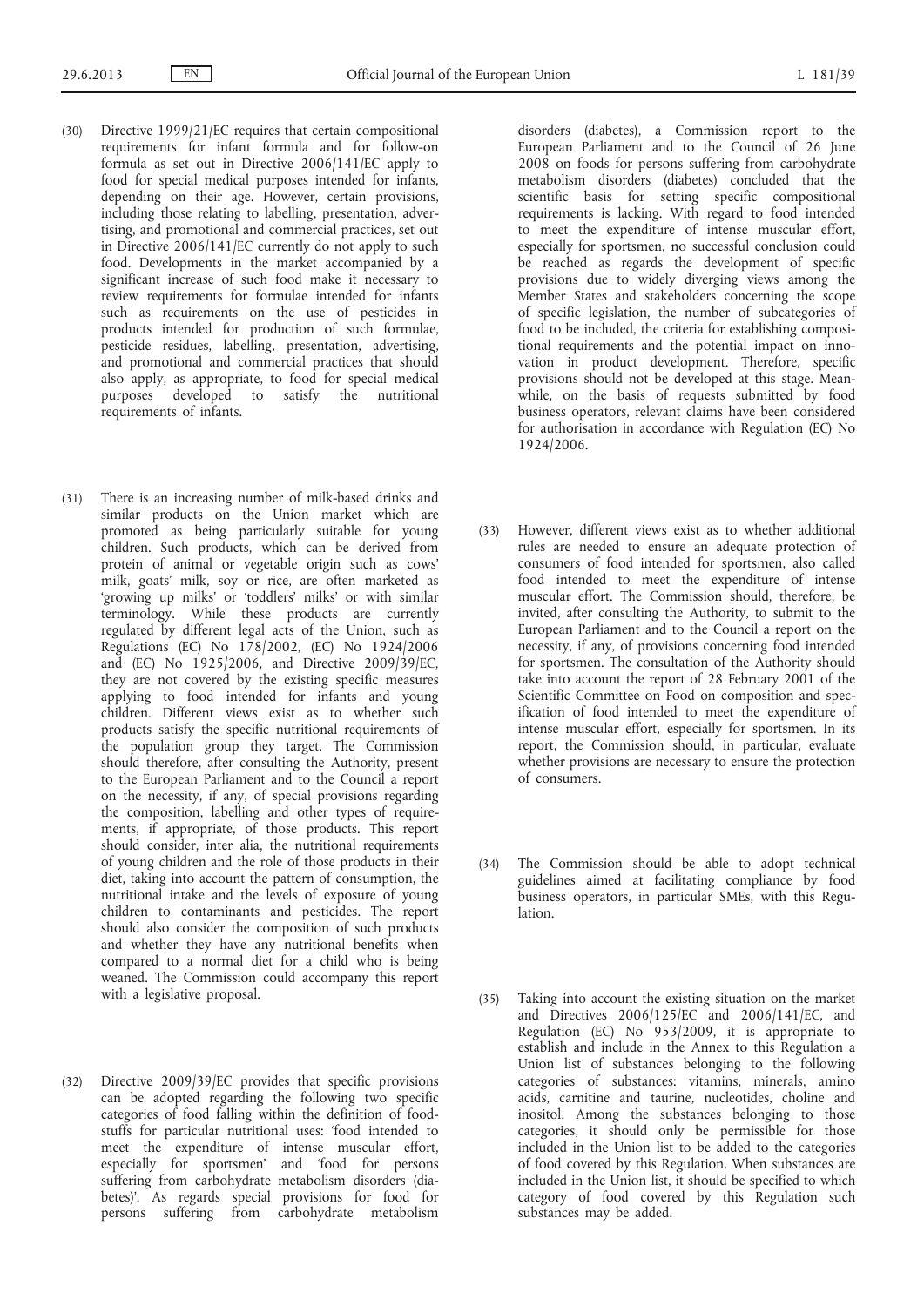(30) Directive 1999/21/EC requires that certain compositional requirements for infant formula and for follow-on formula as set out in Directive 2006/141/EC apply to food for special medical purposes intended for infants, depending on their age. However, certain provisions, including those relating to labelling, presentation, advertising, and promotional and commercial practices, set out in Directive 2006/141/EC currently do not apply to such food. Developments in the market accompanied by a significant increase of such food make it necessary to review requirements for formulae intended for infants such as requirements on the use of pesticides in products intended for production of such formulae, pesticide residues, labelling, presentation, advertising, and promotional and commercial practices that should also apply, as appropriate, to food for special medical purposes developed to satisfy the nutritional requirements of infants.

(31) There is an increasing number of milk-based drinks and similar products on the Union market which are promoted as being particularly suitable for young children. Such products, which can be derived from protein of animal or vegetable origin such as cows' milk, goats' milk, soy or rice, are often marketed as 'growing up milks' or 'toddlers' milks' or with similar terminology. While these products are currently regulated by different legal acts of the Union, such as Regulations (EC) No 178/2002, (EC) No 1924/2006 and (EC) No 1925/2006, and Directive 2009/39/EC, they are not covered by the existing specific measures applying to food intended for infants and young children. Different views exist as to whether such products satisfy the specific nutritional requirements of the population group they target. The Commission should therefore, after consulting the Authority, present to the European Parliament and to the Council a report on the necessity, if any, of special provisions regarding the composition, labelling and other types of requirements, if appropriate, of those products. This report should consider, inter alia, the nutritional requirements of young children and the role of those products in their diet, taking into account the pattern of consumption, the nutritional intake and the levels of exposure of young children to contaminants and pesticides. The report should also consider the composition of such products and whether they have any nutritional benefits when compared to a normal diet for a child who is being weaned. The Commission could accompany this report with a legislative proposal.

(32) Directive 2009/39/EC provides that specific provisions can be adopted regarding the following two specific categories of food falling within the definition of foodstuffs for particular nutritional uses: 'food intended to meet the expenditure of intense muscular effort, especially for sportsmen' and 'food for persons suffering from carbohydrate metabolism disorders (diabetes)'. As regards special provisions for food for persons suffering from carbohydrate metabolism disorders (diabetes), a Commission report to the European Parliament and to the Council of 26 June 2008 on foods for persons suffering from carbohydrate metabolism disorders (diabetes) concluded that the scientific basis for setting specific compositional requirements is lacking. With regard to food intended to meet the expenditure of intense muscular effort, especially for sportsmen, no successful conclusion could be reached as regards the development of specific provisions due to widely diverging views among the Member States and stakeholders concerning the scope of specific legislation, the number of subcategories of food to be included, the criteria for establishing compositional requirements and the potential impact on innovation in product development. Therefore, specific provisions should not be developed at this stage. Meanwhile, on the basis of requests submitted by food business operators, relevant claims have been considered for authorisation in accordance with Regulation (EC) No 1924/2006.

(33) However, different views exist as to whether additional rules are needed to ensure an adequate protection of consumers of food intended for sportsmen, also called food intended to meet the expenditure of intense muscular effort. The Commission should, therefore, be invited, after consulting the Authority, to submit to the European Parliament and to the Council a report on the necessity, if any, of provisions concerning food intended for sportsmen. The consultation of the Authority should take into account the report of 28 February 2001 of the Scientific Committee on Food on composition and specification of food intended to meet the expenditure of intense muscular effort, especially for sportsmen. In its report, the Commission should, in particular, evaluate whether provisions are necessary to ensure the protection of consumers.

(34) The Commission should be able to adopt technical guidelines aimed at facilitating compliance by food business operators, in particular SMEs, with this Regulation.

(35) Taking into account the existing situation on the market and Directives 2006/125/EC and 2006/141/EC, and Regulation (EC) No 953/2009, it is appropriate to establish and include in the Annex to this Regulation a Union list of substances belonging to the following categories of substances: vitamins, minerals, amino acids, carnitine and taurine, nucleotides, choline and inositol. Among the substances belonging to those categories, it should only be permissible for those included in the Union list to be added to the categories of food covered by this Regulation. When substances are included in the Union list, it should be specified to which category of food covered by this Regulation such substances may be added.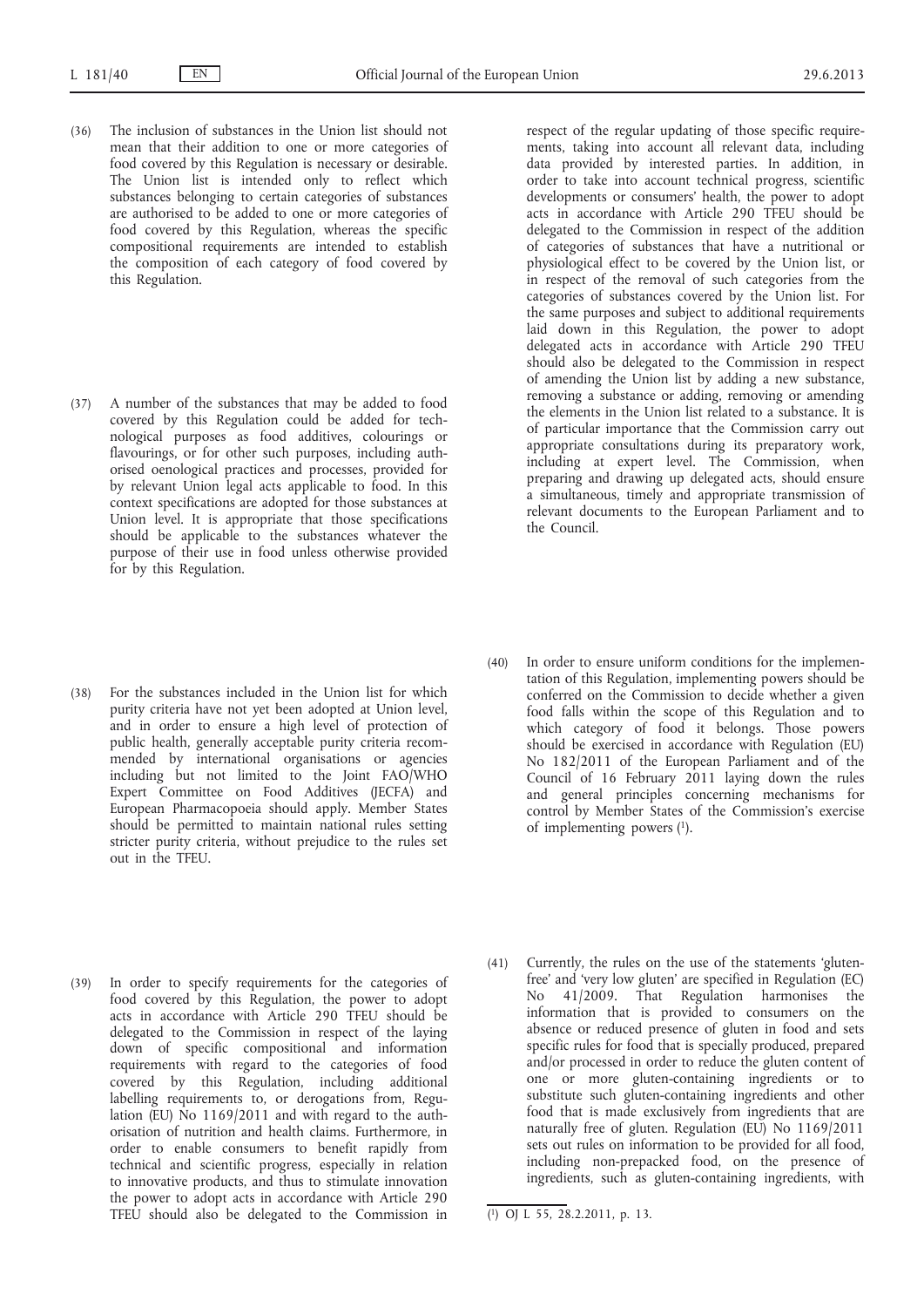(36) The inclusion of substances in the Union list should not mean that their addition to one or more categories of food covered by this Regulation is necessary or desirable. The Union list is intended only to reflect which substances belonging to certain categories of substances are authorised to be added to one or more categories of food covered by this Regulation, whereas the specific compositional requirements are intended to establish the composition of each category of food covered by this Regulation.

(37) A number of the substances that may be added to food covered by this Regulation could be added for technological purposes as food additives, colourings or flavourings, or for other such purposes, including authorised oenological practices and processes, provided for by relevant Union legal acts applicable to food. In this context specifications are adopted for those substances at Union level. It is appropriate that those specifications should be applicable to the substances whatever the purpose of their use in food unless otherwise provided for by this Regulation.

(38) For the substances included in the Union list for which purity criteria have not yet been adopted at Union level, and in order to ensure a high level of protection of public health, generally acceptable purity criteria recommended by international organisations or agencies including but not limited to the Joint FAO/WHO Expert Committee on Food Additives (JECFA) and European Pharmacopoeia should apply. Member States should be permitted to maintain national rules setting stricter purity criteria, without prejudice to the rules set out in the TFEU.

(39) In order to specify requirements for the categories of food covered by this Regulation, the power to adopt acts in accordance with Article 290 TFEU should be delegated to the Commission in respect of the laying down of specific compositional and information requirements with regard to the categories of food covered by this Regulation, including additional labelling requirements to, or derogations from, Regulation (EU) No 1169/2011 and with regard to the authorisation of nutrition and health claims. Furthermore, in order to enable consumers to benefit rapidly from technical and scientific progress, especially in relation to innovative products, and thus to stimulate innovation the power to adopt acts in accordance with Article 290 TFEU should also be delegated to the Commission in respect of the regular updating of those specific requirements, taking into account all relevant data, including data provided by interested parties. In addition, in order to take into account technical progress, scientific developments or consumers' health, the power to adopt acts in accordance with Article 290 TFEU should be delegated to the Commission in respect of the addition of categories of substances that have a nutritional or physiological effect to be covered by the Union list, or in respect of the removal of such categories from the categories of substances covered by the Union list. For the same purposes and subject to additional requirements laid down in this Regulation, the power to adopt delegated acts in accordance with Article 290 TFEU should also be delegated to the Commission in respect of amending the Union list by adding a new substance, removing a substance or adding, removing or amending the elements in the Union list related to a substance. It is of particular importance that the Commission carry out appropriate consultations during its preparatory work, including at expert level. The Commission, when preparing and drawing up delegated acts, should ensure a simultaneous, timely and appropriate transmission of relevant documents to the European Parliament and to the Council.

(40) In order to ensure uniform conditions for the implementation of this Regulation, implementing powers should be conferred on the Commission to decide whether a given food falls within the scope of this Regulation and to which category of food it belongs. Those powers should be exercised in accordance with Regulation (EU) No 182/2011 of the European Parliament and of the Council of 16 February 2011 laying down the rules and general principles concerning mechanisms for control by Member States of the Commission's exercise of implementing powers [1].

(41) Currently, the rules on the use of the statements 'gluten-free' and 'very low gluten' are specified in Regulation (EC) No 41/2009. That Regulation harmonises the information that is provided to consumers on the absence or reduced presence of gluten in food and sets specific rules for food that is specially produced, prepared and/or processed in order to reduce the gluten content of one or more gluten-containing ingredients or to substitute such gluten-containing ingredients and other food that is made exclusively from ingredients that are naturally free of gluten. Regulation (EU) No 1169/2011 sets out rules on information to be provided for all food, including non-prepacked food, on the presence of ingredients, such as gluten-containing ingredients, with

[1] OJ L 55, 28.2.2011, p. 13.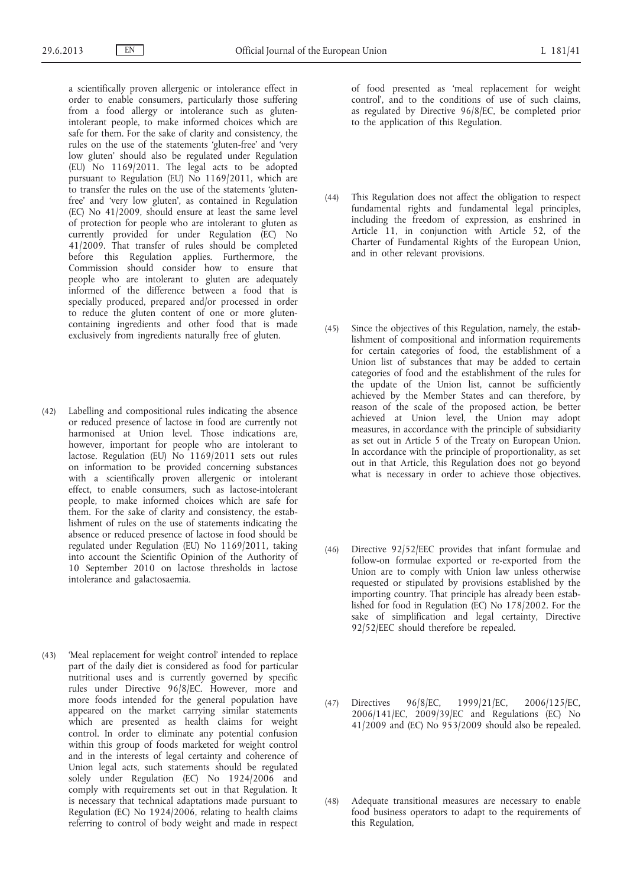a scientifically proven allergenic or intolerance effect in order to enable consumers, particularly those suffering from a food allergy or intolerance such as gluten-intolerant people, to make informed choices which are safe for them. For the sake of clarity and consistency, the rules on the use of the statements 'gluten-free' and 'very low gluten' should also be regulated under Regulation (EU) No 1169/2011. The legal acts to be adopted pursuant to Regulation (EU) No 1169/2011, which are to transfer the rules on the use of the statements 'gluten-free' and 'very low gluten', as contained in Regulation (EC) No 41/2009, should ensure at least the same level of protection for people who are intolerant to gluten as currently provided for under Regulation (EC) No 41/2009. That transfer of rules should be completed before this Regulation applies. Furthermore, the Commission should consider how to ensure that people who are intolerant to gluten are adequately informed of the difference between a food that is specially produced, prepared and/or processed in order to reduce the gluten content of one or more gluten-containing ingredients and other food that is made exclusively from ingredients naturally free of gluten.

(42) Labelling and compositional rules indicating the absence or reduced presence of lactose in food are currently not harmonised at Union level. Those indications are, however, important for people who are intolerant to lactose. Regulation (EU) No 1169/2011 sets out rules on information to be provided concerning substances with a scientifically proven allergenic or intolerant effect, to enable consumers, such as lactose-intolerant people, to make informed choices which are safe for them. For the sake of clarity and consistency, the establishment of rules on the use of statements indicating the absence or reduced presence of lactose in food should be regulated under Regulation (EU) No 1169/2011, taking into account the Scientific Opinion of the Authority of 10 September 2010 on lactose thresholds in lactose intolerance and galactosaemia.

(43) 'Meal replacement for weight control' intended to replace part of the daily diet is considered as food for particular nutritional uses and is currently governed by specific rules under Directive 96/8/EC. However, more and more foods intended for the general population have appeared on the market carrying similar statements which are presented as health claims for weight control. In order to eliminate any potential confusion within this group of foods marketed for weight control and in the interests of legal certainty and coherence of Union legal acts, such statements should be regulated solely under Regulation (EC) No 1924/2006 and comply with requirements set out in that Regulation. It is necessary that technical adaptations made pursuant to Regulation (EC) No 1924/2006, relating to health claims referring to control of body weight and made in respect of food presented as 'meal replacement for weight control', and to the conditions of use of such claims, as regulated by Directive 96/8/EC, be completed prior to the application of this Regulation.

(44) This Regulation does not affect the obligation to respect fundamental rights and fundamental legal principles, including the freedom of expression, as enshrined in Article 11, in conjunction with Article 52, of the Charter of Fundamental Rights of the European Union, and in other relevant provisions.

(45) Since the objectives of this Regulation, namely, the establishment of compositional and information requirements for certain categories of food, the establishment of a Union list of substances that may be added to certain categories of food and the establishment of the rules for the update of the Union list, cannot be sufficiently achieved by the Member States and can therefore, by reason of the scale of the proposed action, be better achieved at Union level, the Union may adopt measures, in accordance with the principle of subsidiarity as set out in Article 5 of the Treaty on European Union. In accordance with the principle of proportionality, as set out in that Article, this Regulation does not go beyond what is necessary in order to achieve those objectives.

(46) Directive 92/52/EEC provides that infant formulae and follow-on formulae exported or re-exported from the Union are to comply with Union law unless otherwise requested or stipulated by provisions established by the importing country. That principle has already been established for food in Regulation (EC) No 178/2002. For the sake of simplification and legal certainty, Directive 92/52/EEC should therefore be repealed.

(47) Directives 96/8/EC, 1999/21/EC, 2006/125/EC, 2006/141/EC, 2009/39/EC and Regulations (EC) No 41/2009 and (EC) No 953/2009 should also be repealed.

(48) Adequate transitional measures are necessary to enable food business operators to adapt to the requirements of this Regulation,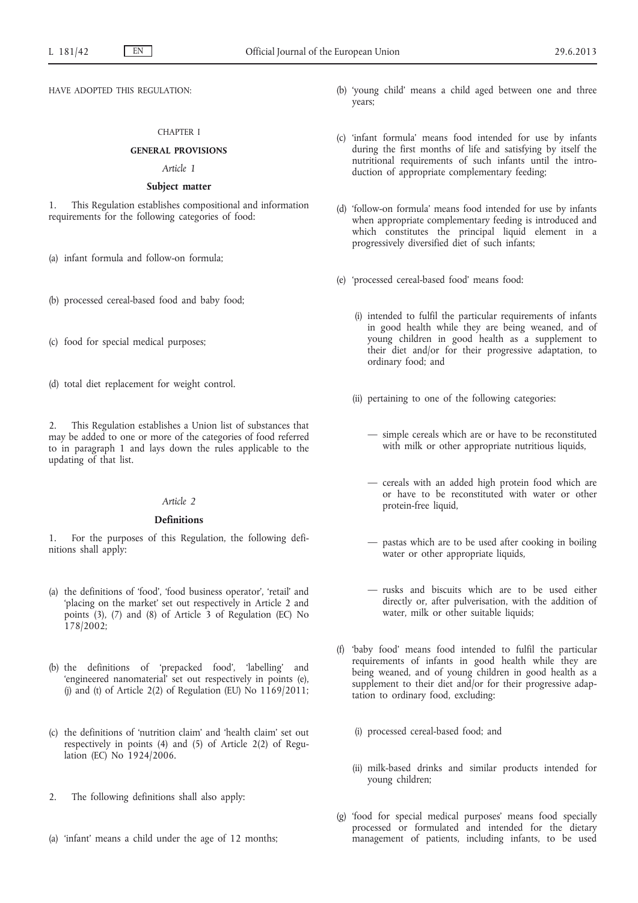HAVE ADOPTED THIS REGULATION:

CHAPTER I

**GENERAL PROVISIONS**

*Article 1*

**Subject matter**

1. This Regulation establishes compositional and information requirements for the following categories of food:

(a) infant formula and follow-on formula;

(b) processed cereal-based food and baby food;

(c) food for special medical purposes;

(d) total diet replacement for weight control.

2. This Regulation establishes a Union list of substances that may be added to one or more of the categories of food referred to in paragraph 1 and lays down the rules applicable to the updating of that list.

*Article 2*

**Definitions**

1. For the purposes of this Regulation, the following definitions shall apply:

(a) the definitions of 'food', 'food business operator', 'retail' and 'placing on the market' set out respectively in Article 2 and points (3), (7) and (8) of Article 3 of Regulation (EC) No 178/2002;

(b) the definitions of 'prepacked food', 'labelling' and 'engineered nanomaterial' set out respectively in points (e), (j) and (t) of Article 2(2) of Regulation (EU) No 1169/2011;

(c) the definitions of 'nutrition claim' and 'health claim' set out respectively in points (4) and (5) of Article 2(2) of Regulation (EC) No 1924/2006.

2. The following definitions shall also apply:

(a) 'infant' means a child under the age of 12 months;

(b) 'young child' means a child aged between one and three years;

(c) 'infant formula' means food intended for use by infants during the first months of life and satisfying by itself the nutritional requirements of such infants until the introduction of appropriate complementary feeding;

(d) 'follow-on formula' means food intended for use by infants when appropriate complementary feeding is introduced and which constitutes the principal liquid element in a progressively diversified diet of such infants;

(e) 'processed cereal-based food' means food:

(i) intended to fulfil the particular requirements of infants in good health while they are being weaned, and of young children in good health as a supplement to their diet and/or for their progressive adaptation, to ordinary food; and

(ii) pertaining to one of the following categories:

— simple cereals which are or have to be reconstituted with milk or other appropriate nutritious liquids,

— cereals with an added high protein food which are or have to be reconstituted with water or other protein-free liquid,

— pastas which are to be used after cooking in boiling water or other appropriate liquids,

— rusks and biscuits which are to be used either directly or, after pulverisation, with the addition of water, milk or other suitable liquids;

(f) 'baby food' means food intended to fulfil the particular requirements of infants in good health while they are being weaned, and of young children in good health as a supplement to their diet and/or for their progressive adaptation to ordinary food, excluding:

(i) processed cereal-based food; and

(ii) milk-based drinks and similar products intended for young children;

(g) 'food for special medical purposes' means food specially processed or formulated and intended for the dietary management of patients, including infants, to be used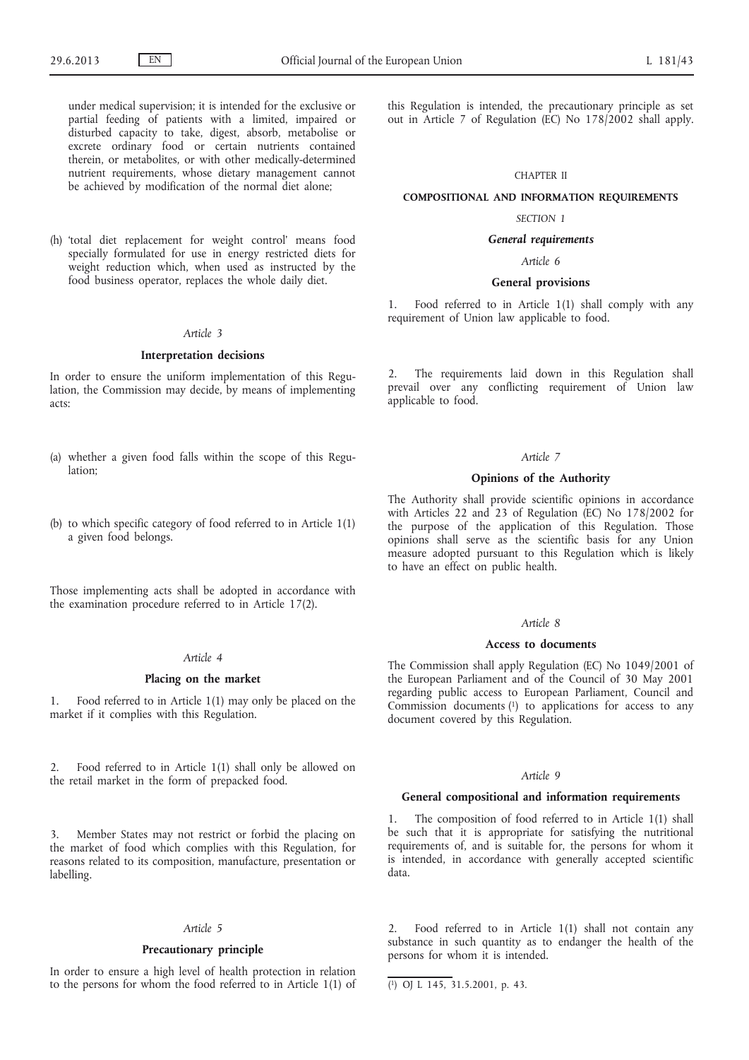under medical supervision; it is intended for the exclusive or partial feeding of patients with a limited, impaired or disturbed capacity to take, digest, absorb, metabolise or excrete ordinary food or certain nutrients contained therein, or metabolites, or with other medically-determined nutrient requirements, whose dietary management cannot be achieved by modification of the normal diet alone;

(h) 'total diet replacement for weight control' means food specially formulated for use in energy restricted diets for weight reduction which, when used as instructed by the food business operator, replaces the whole daily diet.

*Article 3*

**Interpretation decisions**

In order to ensure the uniform implementation of this Regulation, the Commission may decide, by means of implementing acts:

(a) whether a given food falls within the scope of this Regulation;

(b) to which specific category of food referred to in Article 1(1) a given food belongs.

Those implementing acts shall be adopted in accordance with the examination procedure referred to in Article 17(2).

*Article 4*

**Placing on the market**

1. Food referred to in Article 1(1) may only be placed on the market if it complies with this Regulation.

2. Food referred to in Article 1(1) shall only be allowed on the retail market in the form of prepacked food.

3. Member States may not restrict or forbid the placing on the market of food which complies with this Regulation, for reasons related to its composition, manufacture, presentation or labelling.

*Article 5*

**Precautionary principle**

In order to ensure a high level of health protection in relation to the persons for whom the food referred to in Article 1(1) of this Regulation is intended, the precautionary principle as set out in Article 7 of Regulation (EC) No 178/2002 shall apply.

CHAPTER II

**COMPOSITIONAL AND INFORMATION REQUIREMENTS**

*SECTION 1*

***General requirements***

*Article 6*

**General provisions**

1. Food referred to in Article 1(1) shall comply with any requirement of Union law applicable to food.

2. The requirements laid down in this Regulation shall prevail over any conflicting requirement of Union law applicable to food.

*Article 7*

**Opinions of the Authority**

The Authority shall provide scientific opinions in accordance with Articles 22 and 23 of Regulation (EC) No 178/2002 for the purpose of the application of this Regulation. Those opinions shall serve as the scientific basis for any Union measure adopted pursuant to this Regulation which is likely to have an effect on public health.

*Article 8*

**Access to documents**

The Commission shall apply Regulation (EC) No 1049/2001 of the European Parliament and of the Council of 30 May 2001 regarding public access to European Parliament, Council and Commission documents [1] to applications for access to any document covered by this Regulation.

*Article 9*

**General compositional and information requirements**

1. The composition of food referred to in Article 1(1) shall be such that it is appropriate for satisfying the nutritional requirements of, and is suitable for, the persons for whom it is intended, in accordance with generally accepted scientific data.

2. Food referred to in Article 1(1) shall not contain any substance in such quantity as to endanger the health of the persons for whom it is intended.

---

[1] OJ L 145, 31.5.2001, p. 43.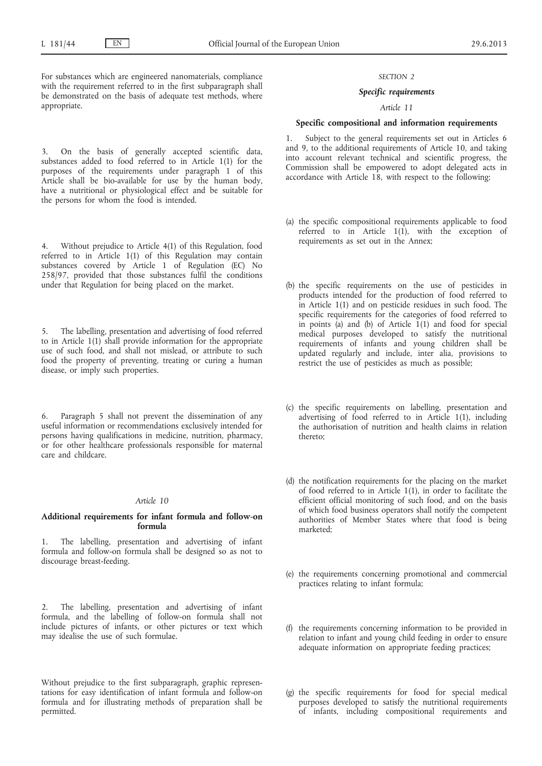For substances which are engineered nanomaterials, compliance with the requirement referred to in the first subparagraph shall be demonstrated on the basis of adequate test methods, where appropriate.

3. On the basis of generally accepted scientific data, substances added to food referred to in Article 1(1) for the purposes of the requirements under paragraph 1 of this Article shall be bio-available for use by the human body, have a nutritional or physiological effect and be suitable for the persons for whom the food is intended.

4. Without prejudice to Article 4(1) of this Regulation, food referred to in Article 1(1) of this Regulation may contain substances covered by Article 1 of Regulation (EC) No 258/97, provided that those substances fulfil the conditions under that Regulation for being placed on the market.

5. The labelling, presentation and advertising of food referred to in Article 1(1) shall provide information for the appropriate use of such food, and shall not mislead, or attribute to such food the property of preventing, treating or curing a human disease, or imply such properties.

6. Paragraph 5 shall not prevent the dissemination of any useful information or recommendations exclusively intended for persons having qualifications in medicine, nutrition, pharmacy, or for other healthcare professionals responsible for maternal care and childcare.

*Article 10*

**Additional requirements for infant formula and follow-on formula**

1. The labelling, presentation and advertising of infant formula and follow-on formula shall be designed so as not to discourage breast-feeding.

2. The labelling, presentation and advertising of infant formula, and the labelling of follow-on formula shall not include pictures of infants, or other pictures or text which may idealise the use of such formulae.

Without prejudice to the first subparagraph, graphic representations for easy identification of infant formula and follow-on formula and for illustrating methods of preparation shall be permitted.

*SECTION 2*

***Specific requirements***

*Article 11*

**Specific compositional and information requirements**

1. Subject to the general requirements set out in Articles 6 and 9, to the additional requirements of Article 10, and taking into account relevant technical and scientific progress, the Commission shall be empowered to adopt delegated acts in accordance with Article 18, with respect to the following:

(a) the specific compositional requirements applicable to food referred to in Article 1(1), with the exception of requirements as set out in the Annex;

(b) the specific requirements on the use of pesticides in products intended for the production of food referred to in Article 1(1) and on pesticide residues in such food. The specific requirements for the categories of food referred to in points (a) and (b) of Article 1(1) and food for special medical purposes developed to satisfy the nutritional requirements of infants and young children shall be updated regularly and include, inter alia, provisions to restrict the use of pesticides as much as possible;

(c) the specific requirements on labelling, presentation and advertising of food referred to in Article 1(1), including the authorisation of nutrition and health claims in relation thereto;

(d) the notification requirements for the placing on the market of food referred to in Article 1(1), in order to facilitate the efficient official monitoring of such food, and on the basis of which food business operators shall notify the competent authorities of Member States where that food is being marketed;

(e) the requirements concerning promotional and commercial practices relating to infant formula;

(f) the requirements concerning information to be provided in relation to infant and young child feeding in order to ensure adequate information on appropriate feeding practices;

(g) the specific requirements for food for special medical purposes developed to satisfy the nutritional requirements of infants, including compositional requirements and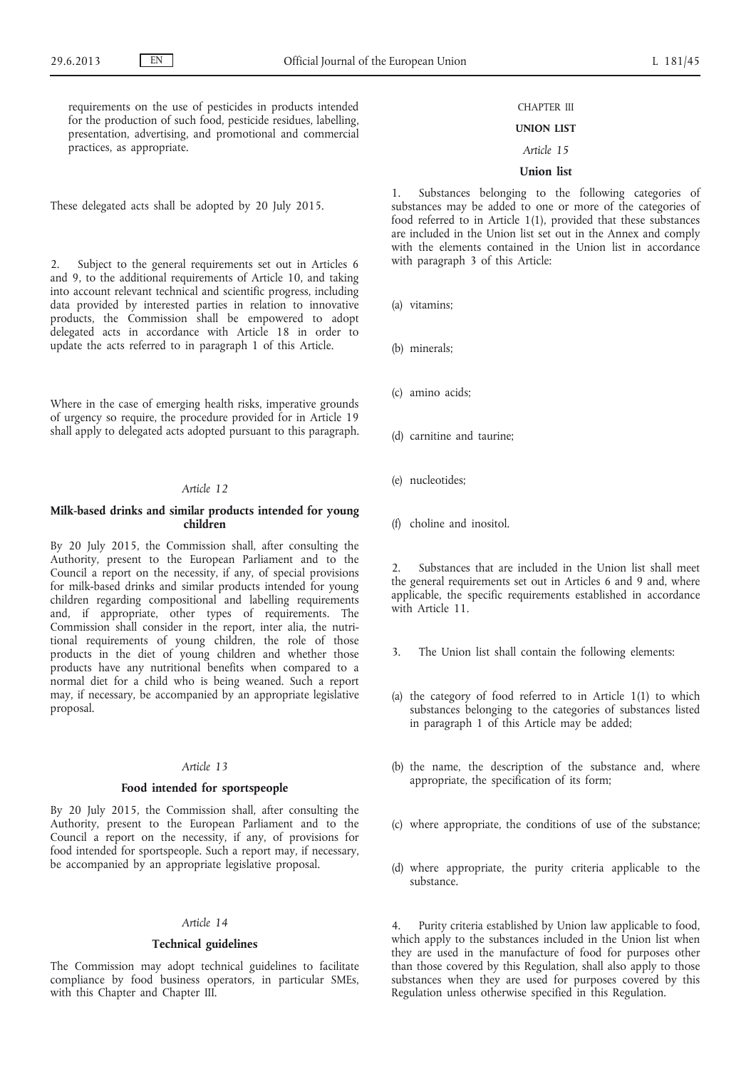requirements on the use of pesticides in products intended for the production of such food, pesticide residues, labelling, presentation, advertising, and promotional and commercial practices, as appropriate.

These delegated acts shall be adopted by 20 July 2015.

2. Subject to the general requirements set out in Articles 6 and 9, to the additional requirements of Article 10, and taking into account relevant technical and scientific progress, including data provided by interested parties in relation to innovative products, the Commission shall be empowered to adopt delegated acts in accordance with Article 18 in order to update the acts referred to in paragraph 1 of this Article.

Where in the case of emerging health risks, imperative grounds of urgency so require, the procedure provided for in Article 19 shall apply to delegated acts adopted pursuant to this paragraph.

*Article 12*

**Milk-based drinks and similar products intended for young children**

By 20 July 2015, the Commission shall, after consulting the Authority, present to the European Parliament and to the Council a report on the necessity, if any, of special provisions for milk-based drinks and similar products intended for young children regarding compositional and labelling requirements and, if appropriate, other types of requirements. The Commission shall consider in the report, inter alia, the nutritional requirements of young children, the role of those products in the diet of young children and whether those products have any nutritional benefits when compared to a normal diet for a child who is being weaned. Such a report may, if necessary, be accompanied by an appropriate legislative proposal.

*Article 13*

**Food intended for sportspeople**

By 20 July 2015, the Commission shall, after consulting the Authority, present to the European Parliament and to the Council a report on the necessity, if any, of provisions for food intended for sportspeople. Such a report may, if necessary, be accompanied by an appropriate legislative proposal.

*Article 14*

**Technical guidelines**

The Commission may adopt technical guidelines to facilitate compliance by food business operators, in particular SMEs, with this Chapter and Chapter III.

CHAPTER III

**UNION LIST**

*Article 15*

**Union list**

1. Substances belonging to the following categories of substances may be added to one or more of the categories of food referred to in Article 1(1), provided that these substances are included in the Union list set out in the Annex and comply with the elements contained in the Union list in accordance with paragraph 3 of this Article:

(a) vitamins;

(b) minerals;

(c) amino acids;

(d) carnitine and taurine;

(e) nucleotides;

(f) choline and inositol.

2. Substances that are included in the Union list shall meet the general requirements set out in Articles 6 and 9 and, where applicable, the specific requirements established in accordance with Article 11.

3. The Union list shall contain the following elements:

(a) the category of food referred to in Article 1(1) to which substances belonging to the categories of substances listed in paragraph 1 of this Article may be added;

(b) the name, the description of the substance and, where appropriate, the specification of its form;

(c) where appropriate, the conditions of use of the substance;

(d) where appropriate, the purity criteria applicable to the substance.

4. Purity criteria established by Union law applicable to food, which apply to the substances included in the Union list when they are used in the manufacture of food for purposes other than those covered by this Regulation, shall also apply to those substances when they are used for purposes covered by this Regulation unless otherwise specified in this Regulation.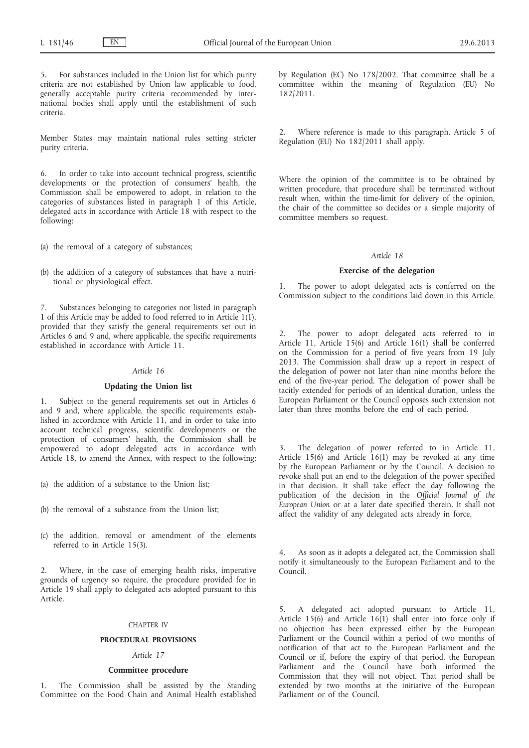5. For substances included in the Union list for which purity criteria are not established by Union law applicable to food, generally acceptable purity criteria recommended by international bodies shall apply until the establishment of such criteria.

Member States may maintain national rules setting stricter purity criteria.

6. In order to take into account technical progress, scientific developments or the protection of consumers' health, the Commission shall be empowered to adopt, in relation to the categories of substances listed in paragraph 1 of this Article, delegated acts in accordance with Article 18 with respect to the following:

(a) the removal of a category of substances;

(b) the addition of a category of substances that have a nutritional or physiological effect.

7. Substances belonging to categories not listed in paragraph 1 of this Article may be added to food referred to in Article 1(1), provided that they satisfy the general requirements set out in Articles 6 and 9 and, where applicable, the specific requirements established in accordance with Article 11.

*Article 16*

**Updating the Union list**

1. Subject to the general requirements set out in Articles 6 and 9 and, where applicable, the specific requirements established in accordance with Article 11, and in order to take into account technical progress, scientific developments or the protection of consumers' health, the Commission shall be empowered to adopt delegated acts in accordance with Article 18, to amend the Annex, with respect to the following:

(a) the addition of a substance to the Union list;

(b) the removal of a substance from the Union list;

(c) the addition, removal or amendment of the elements referred to in Article 15(3).

2. Where, in the case of emerging health risks, imperative grounds of urgency so require, the procedure provided for in Article 19 shall apply to delegated acts adopted pursuant to this Article.

CHAPTER IV

**PROCEDURAL PROVISIONS**

*Article 17*

**Committee procedure**

1. The Commission shall be assisted by the Standing Committee on the Food Chain and Animal Health established by Regulation (EC) No 178/2002. That committee shall be a committee within the meaning of Regulation (EU) No 182/2011.

2. Where reference is made to this paragraph, Article 5 of Regulation (EU) No 182/2011 shall apply.

Where the opinion of the committee is to be obtained by written procedure, that procedure shall be terminated without result when, within the time-limit for delivery of the opinion, the chair of the committee so decides or a simple majority of committee members so request.

*Article 18*

**Exercise of the delegation**

1. The power to adopt delegated acts is conferred on the Commission subject to the conditions laid down in this Article.

2. The power to adopt delegated acts referred to in Article 11, Article 15(6) and Article 16(1) shall be conferred on the Commission for a period of five years from 19 July 2013. The Commission shall draw up a report in respect of the delegation of power not later than nine months before the end of the five-year period. The delegation of power shall be tacitly extended for periods of an identical duration, unless the European Parliament or the Council opposes such extension not later than three months before the end of each period.

3. The delegation of power referred to in Article 11, Article 15(6) and Article 16(1) may be revoked at any time by the European Parliament or by the Council. A decision to revoke shall put an end to the delegation of the power specified in that decision. It shall take effect the day following the publication of the decision in the *Official Journal of the European Union* or at a later date specified therein. It shall not affect the validity of any delegated acts already in force.

4. As soon as it adopts a delegated act, the Commission shall notify it simultaneously to the European Parliament and to the Council.

5. A delegated act adopted pursuant to Article 11, Article 15(6) and Article 16(1) shall enter into force only if no objection has been expressed either by the European Parliament or the Council within a period of two months of notification of that act to the European Parliament and the Council or if, before the expiry of that period, the European Parliament and the Council have both informed the Commission that they will not object. That period shall be extended by two months at the initiative of the European Parliament or of the Council.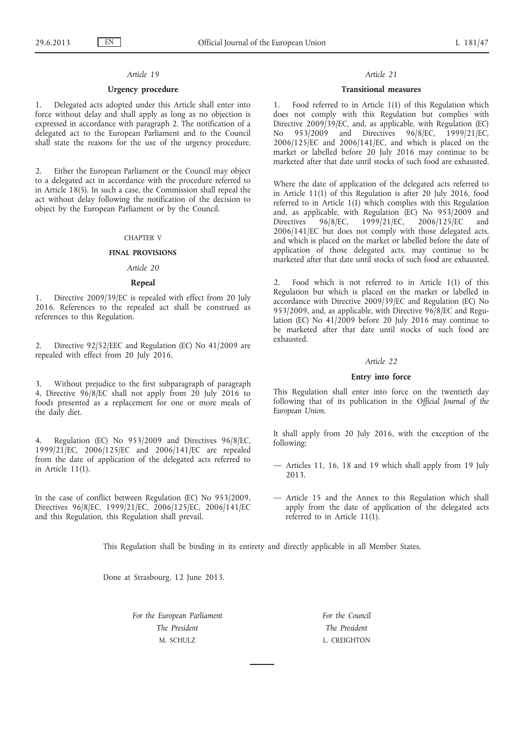*Article 19*

**Urgency procedure**

1. Delegated acts adopted under this Article shall enter into force without delay and shall apply as long as no objection is expressed in accordance with paragraph 2. The notification of a delegated act to the European Parliament and to the Council shall state the reasons for the use of the urgency procedure.

2. Either the European Parliament or the Council may object to a delegated act in accordance with the procedure referred to in Article 18(5). In such a case, the Commission shall repeal the act without delay following the notification of the decision to object by the European Parliament or by the Council.

CHAPTER V

**FINAL PROVISIONS**

*Article 20*

**Repeal**

1. Directive 2009/39/EC is repealed with effect from 20 July 2016. References to the repealed act shall be construed as references to this Regulation.

2. Directive 92/52/EEC and Regulation (EC) No 41/2009 are repealed with effect from 20 July 2016.

3. Without prejudice to the first subparagraph of paragraph 4, Directive 96/8/EC shall not apply from 20 July 2016 to foods presented as a replacement for one or more meals of the daily diet.

4. Regulation (EC) No 953/2009 and Directives 96/8/EC, 1999/21/EC, 2006/125/EC and 2006/141/EC are repealed from the date of application of the delegated acts referred to in Article 11(1).

In the case of conflict between Regulation (EC) No 953/2009, Directives 96/8/EC, 1999/21/EC, 2006/125/EC, 2006/141/EC and this Regulation, this Regulation shall prevail.

*Article 21*

**Transitional measures**

1. Food referred to in Article 1(1) of this Regulation which does not comply with this Regulation but complies with Directive 2009/39/EC, and, as applicable, with Regulation (EC) No 953/2009 and Directives 96/8/EC, 1999/21/EC, 2006/125/EC and 2006/141/EC, and which is placed on the market or labelled before 20 July 2016 may continue to be marketed after that date until stocks of such food are exhausted.

Where the date of application of the delegated acts referred to in Article 11(1) of this Regulation is after 20 July 2016, food referred to in Article 1(1) which complies with this Regulation and, as applicable, with Regulation (EC) No 953/2009 and Directives 96/8/EC, 1999/21/EC, 2006/125/EC and 2006/141/EC but does not comply with those delegated acts, and which is placed on the market or labelled before the date of application of those delegated acts, may continue to be marketed after that date until stocks of such food are exhausted.

2. Food which is not referred to in Article 1(1) of this Regulation but which is placed on the market or labelled in accordance with Directive 2009/39/EC and Regulation (EC) No 953/2009, and, as applicable, with Directive 96/8/EC and Regulation (EC) No 41/2009 before 20 July 2016 may continue to be marketed after that date until stocks of such food are exhausted.

*Article 22*

**Entry into force**

This Regulation shall enter into force on the twentieth day following that of its publication in the *Official Journal of the European Union*.

It shall apply from 20 July 2016, with the exception of the following:

— Articles 11, 16, 18 and 19 which shall apply from 19 July 2013.

— Article 15 and the Annex to this Regulation which shall apply from the date of application of the delegated acts referred to in Article 11(1).

This Regulation shall be binding in its entirety and directly applicable in all Member States.

Done at Strasbourg, 12 June 2013.

| *For the European Parliament* | *For the Council* |
|---|---|
| *The President* | *The President* |
| M. SCHULZ | L. CREIGHTON |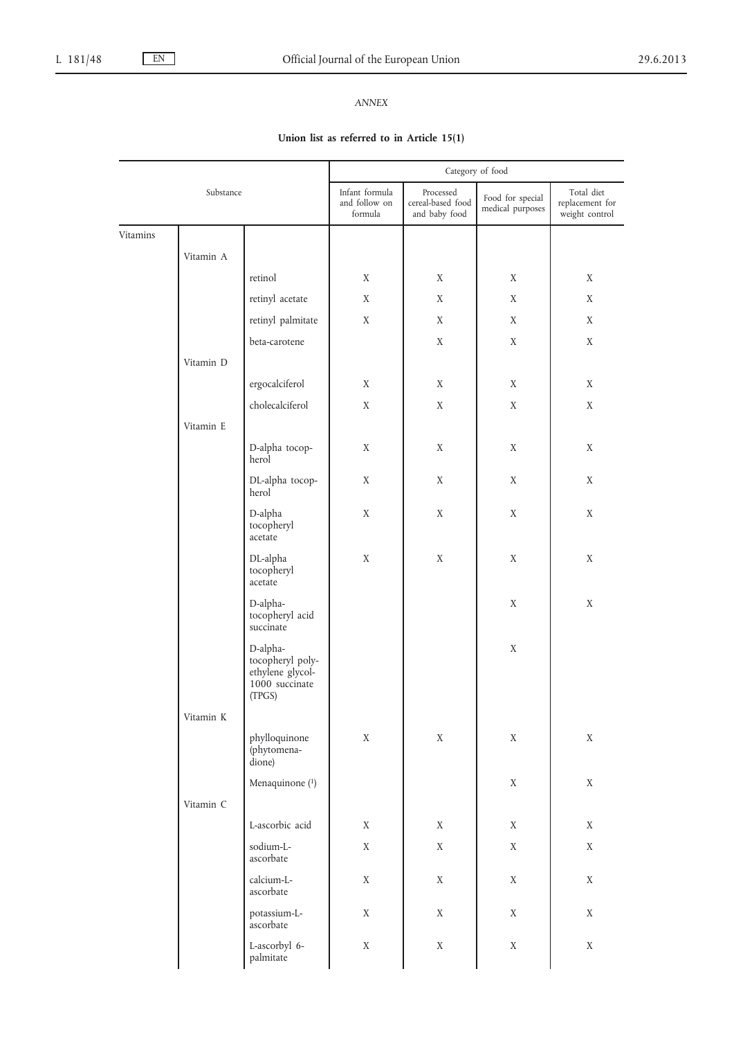*ANNEX*

**Union list as referred to in Article 15(1)**

| Substance | | | Category of food | | | |
|---|---|---|---|---|---|---|
| | | | Infant formula and follow on formula | Processed cereal-based food and baby food | Food for special medical purposes | Total diet replacement for weight control |
| Vitamins | | | | | | |
| | Vitamin A | | | | | |
| | | retinol | X | X | X | X |
| | | retinyl acetate | X | X | X | X |
| | | retinyl palmitate | X | X | X | X |
| | | beta-carotene | | X | X | X |
| | Vitamin D | | | | | |
| | | ergocalciferol | X | X | X | X |
| | | cholecalciferol | X | X | X | X |
| | Vitamin E | | | | | |
| | | D-alpha tocopherol | X | X | X | X |
| | | DL-alpha tocopherol | X | X | X | X |
| | | D-alpha tocopheryl acetate | X | X | X | X |
| | | DL-alpha tocopheryl acetate | X | X | X | X |
| | | D-alpha-tocopheryl acid succinate | | | X | X |
| | | D-alpha-tocopheryl polyethylene glycol-1000 succinate (TPGS) | | | X | |
| | Vitamin K | | | | | |
| | | phylloquinone (phytomenadione) | X | X | X | X |
| | | Menaquinone [1] | | | X | X |
| | Vitamin C | | | | | |
| | | L-ascorbic acid | X | X | X | X |
| | | sodium-L-ascorbate | X | X | X | X |
| | | calcium-L-ascorbate | X | X | X | X |
| | | potassium-L-ascorbate | X | X | X | X |
| | | L-ascorbyl 6-palmitate | X | X | X | X |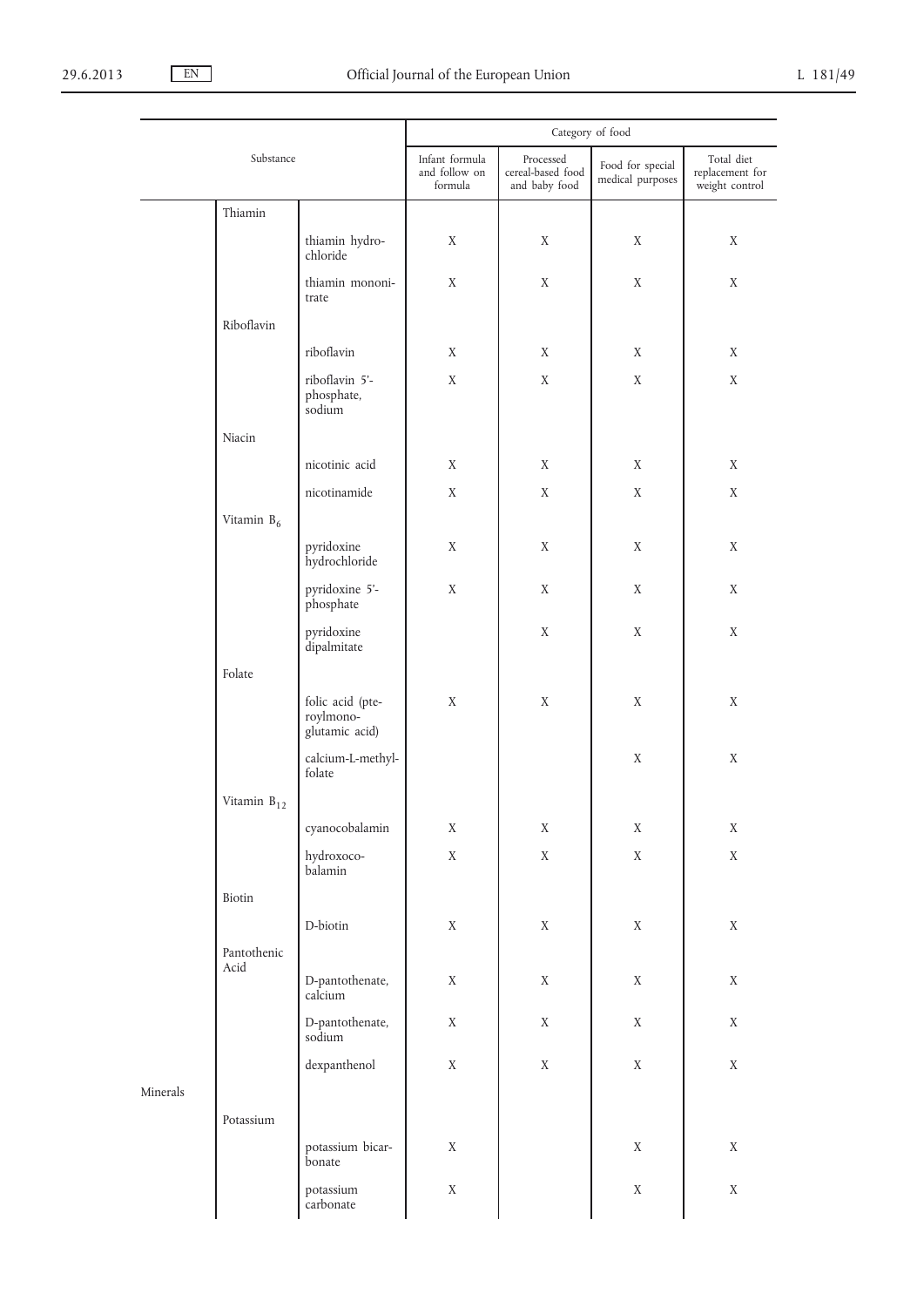| Substance | | | Category of food | | | |
|---|---|---|---|---|---|---|
| | | | Infant formula and follow on formula | Processed cereal-based food and baby food | Food for special medical purposes | Total diet replacement for weight control |
| | Thiamin | | | | | |
| | | thiamin hydrochloride | X | X | X | X |
| | | thiamin mononitrate | X | X | X | X |
| | Riboflavin | | | | | |
| | | riboflavin | X | X | X | X |
| | | riboflavin 5'-phosphate, sodium | X | X | X | X |
| | Niacin | | | | | |
| | | nicotinic acid | X | X | X | X |
| | | nicotinamide | X | X | X | X |
| | Vitamin $B_6$ | | | | | |
| | | pyridoxine hydrochloride | X | X | X | X |
| | | pyridoxine 5'-phosphate | X | X | X | X |
| | | pyridoxine dipalmitate | | X | X | X |
| | Folate | | | | | |
| | | folic acid (pteroylmonoglutamic acid) | X | X | X | X |
| | | calcium-L-methylfolate | | | X | X |
| | Vitamin $B_{12}$ | | | | | |
| | | cyanocobalamin | X | X | X | X |
| | | hydroxocobalamin | X | X | X | X |
| | Biotin | | | | | |
| | | D-biotin | X | X | X | X |
| | Pantothenic Acid | | | | | |
| | | D-pantothenate, calcium | X | X | X | X |
| | | D-pantothenate, sodium | X | X | X | X |
| | | dexpanthenol | X | X | X | X |
| Minerals | | | | | | |
| | Potassium | | | | | |
| | | potassium bicarbonate | X | | X | X |
| | | potassium carbonate | X | | X | X |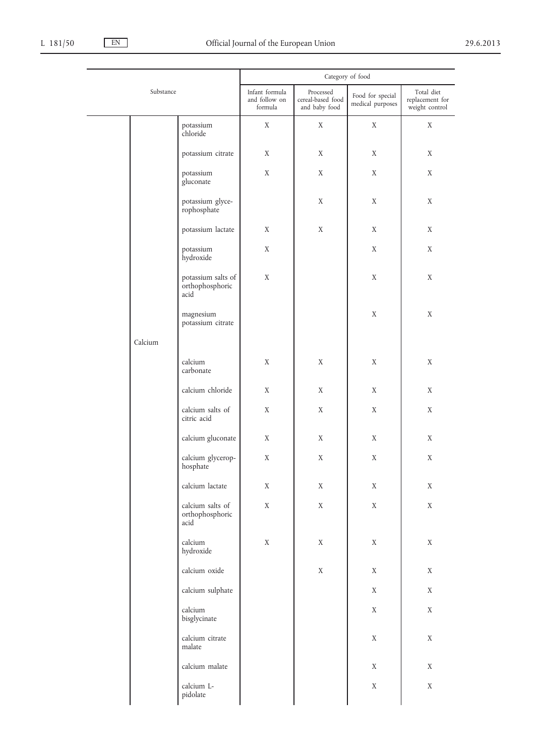| Substance | | | Category of food | | | |
|---|---|---|---|---|---|---|
| | | | Infant formula and follow on formula | Processed cereal-based food and baby food | Food for special medical purposes | Total diet replacement for weight control |
| | | potassium chloride | X | X | X | X |
| | | potassium citrate | X | X | X | X |
| | | potassium gluconate | X | X | X | X |
| | | potassium glycerophosphate | | X | X | X |
| | | potassium lactate | X | X | X | X |
| | | potassium hydroxide | X | | X | X |
| | | potassium salts of orthophosphoric acid | X | | X | X |
| | | magnesium potassium citrate | | | X | X |
| | Calcium | | | | | |
| | | calcium carbonate | X | X | X | X |
| | | calcium chloride | X | X | X | X |
| | | calcium salts of citric acid | X | X | X | X |
| | | calcium gluconate | X | X | X | X |
| | | calcium glycerophosphate | X | X | X | X |
| | | calcium lactate | X | X | X | X |
| | | calcium salts of orthophosphoric acid | X | X | X | X |
| | | calcium hydroxide | X | X | X | X |
| | | calcium oxide | | X | X | X |
| | | calcium sulphate | | | X | X |
| | | calcium bisglycinate | | | X | X |
| | | calcium citrate malate | | | X | X |
| | | calcium malate | | | X | X |
| | | calcium L-pidolate | | | X | X |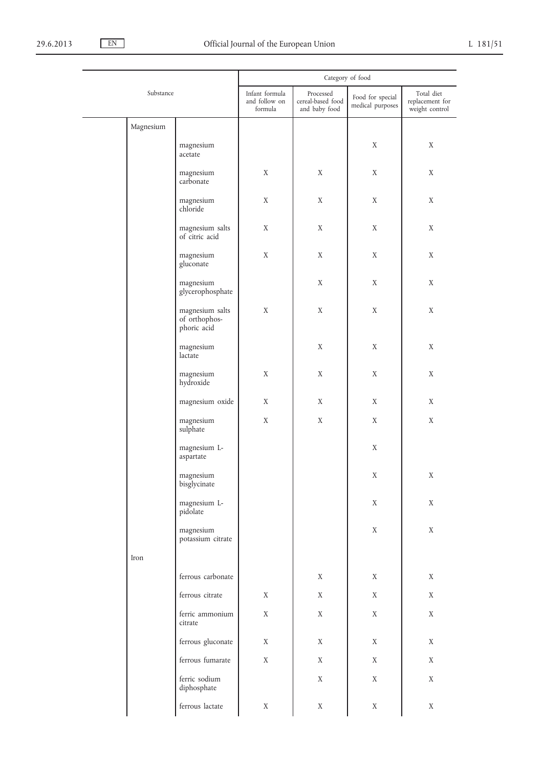| Substance | | Category of food | | | |
|---|---|---|---|---|---|
| | | Infant formula and follow on formula | Processed cereal-based food and baby food | Food for special medical purposes | Total diet replacement for weight control |
| Magnesium | | | | | |
| | magnesium acetate | | | X | X |
| | magnesium carbonate | X | X | X | X |
| | magnesium chloride | X | X | X | X |
| | magnesium salts of citric acid | X | X | X | X |
| | magnesium gluconate | X | X | X | X |
| | magnesium glycerophosphate | | X | X | X |
| | magnesium salts of orthophosphoric acid | X | X | X | X |
| | magnesium lactate | | X | X | X |
| | magnesium hydroxide | X | X | X | X |
| | magnesium oxide | X | X | X | X |
| | magnesium sulphate | X | X | X | X |
| | magnesium L-aspartate | | | X | |
| | magnesium bisglycinate | | | X | X |
| | magnesium L-pidolate | | | X | X |
| | magnesium potassium citrate | | | X | X |
| Iron | | | | | |
| | ferrous carbonate | | X | X | X |
| | ferrous citrate | X | X | X | X |
| | ferric ammonium citrate | X | X | X | X |
| | ferrous gluconate | X | X | X | X |
| | ferrous fumarate | X | X | X | X |
| | ferric sodium diphosphate | | X | X | X |
| | ferrous lactate | X | X | X | X |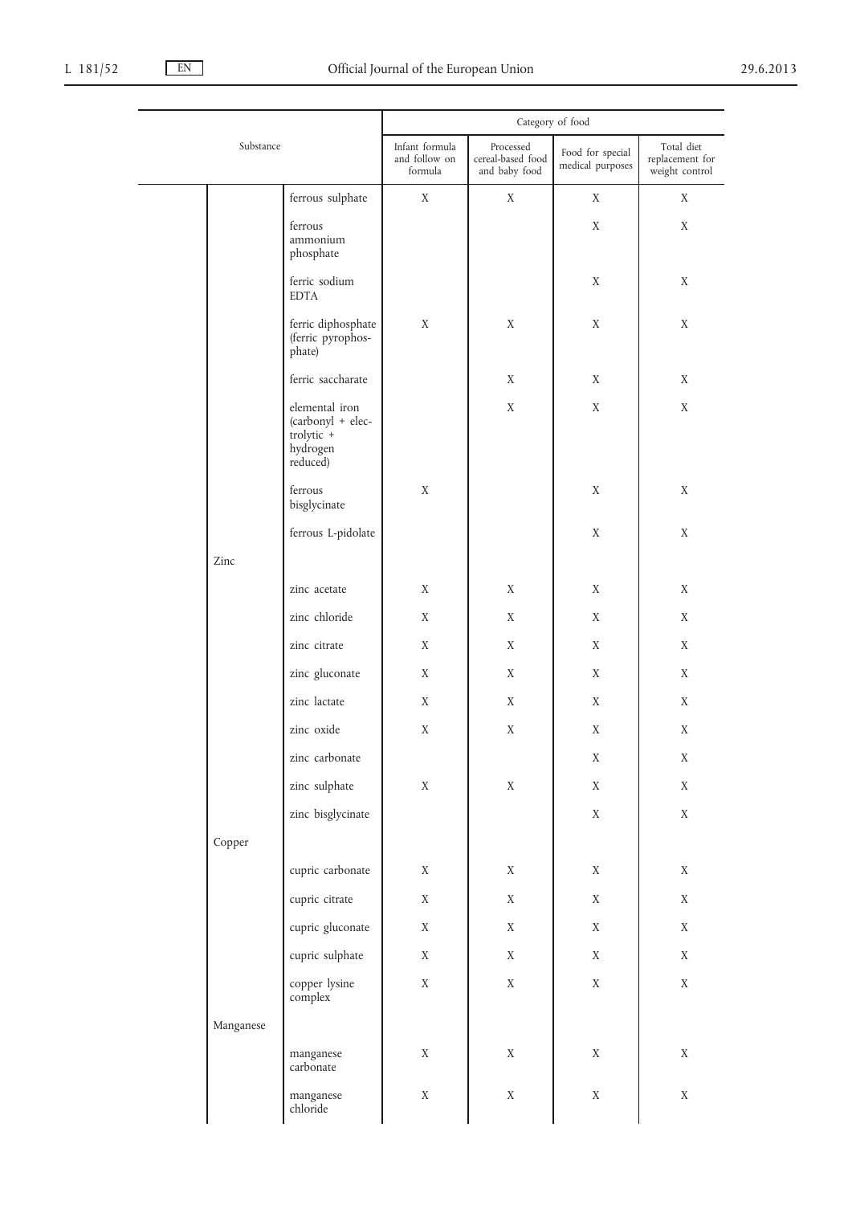| Substance | | | Category of food | | | |
|---|---|---|---|---|---|---|
| | | | Infant formula and follow on formula | Processed cereal-based food and baby food | Food for special medical purposes | Total diet replacement for weight control |
| | | ferrous sulphate | X | X | X | X |
| | | ferrous ammonium phosphate | | | X | X |
| | | ferric sodium EDTA | | | X | X |
| | | ferric diphosphate (ferric pyrophosphate) | X | X | X | X |
| | | ferric saccharate | | X | X | X |
| | | elemental iron (carbonyl + electrolytic + hydrogen reduced) | | X | X | X |
| | | ferrous bisglycinate | X | | X | X |
| | | ferrous L-pidolate | | | X | X |
| | Zinc | | | | | |
| | | zinc acetate | X | X | X | X |
| | | zinc chloride | X | X | X | X |
| | | zinc citrate | X | X | X | X |
| | | zinc gluconate | X | X | X | X |
| | | zinc lactate | X | X | X | X |
| | | zinc oxide | X | X | X | X |
| | | zinc carbonate | | | X | X |
| | | zinc sulphate | X | X | X | X |
| | | zinc bisglycinate | | | X | X |
| | Copper | | | | | |
| | | cupric carbonate | X | X | X | X |
| | | cupric citrate | X | X | X | X |
| | | cupric gluconate | X | X | X | X |
| | | cupric sulphate | X | X | X | X |
| | | copper lysine complex | X | X | X | X |
| | Manganese | | | | | |
| | | manganese carbonate | X | X | X | X |
| | | manganese chloride | X | X | X | X |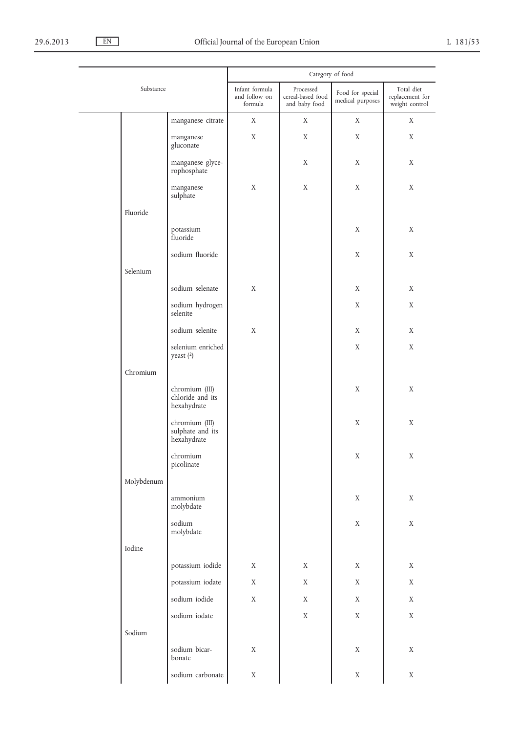| Substance | | | Category of food | | | |
|---|---|---|---|---|---|---|
| | | | Infant formula and follow on formula | Processed cereal-based food and baby food | Food for special medical purposes | Total diet replacement for weight control |
| | | manganese citrate | X | X | X | X |
| | | manganese gluconate | X | X | X | X |
| | | manganese glycerophosphate | | X | X | X |
| | | manganese sulphate | X | X | X | X |
| | Fluoride | | | | | |
| | | potassium fluoride | | | X | X |
| | | sodium fluoride | | | X | X |
| | Selenium | | | | | |
| | | sodium selenate | X | | X | X |
| | | sodium hydrogen selenite | | | X | X |
| | | sodium selenite | X | | X | X |
| | | selenium enriched yeast (2) | | | X | X |
| | Chromium | | | | | |
| | | chromium (III) chloride and its hexahydrate | | | X | X |
| | | chromium (III) sulphate and its hexahydrate | | | X | X |
| | | chromium picolinate | | | X | X |
| | Molybdenum | | | | | |
| | | ammonium molybdate | | | X | X |
| | | sodium molybdate | | | X | X |
| | Iodine | | | | | |
| | | potassium iodide | X | X | X | X |
| | | potassium iodate | X | X | X | X |
| | | sodium iodide | X | X | X | X |
| | | sodium iodate | | X | X | X |
| | Sodium | | | | | |
| | | sodium bicarbonate | X | | X | X |
| | | sodium carbonate | X | | X | X |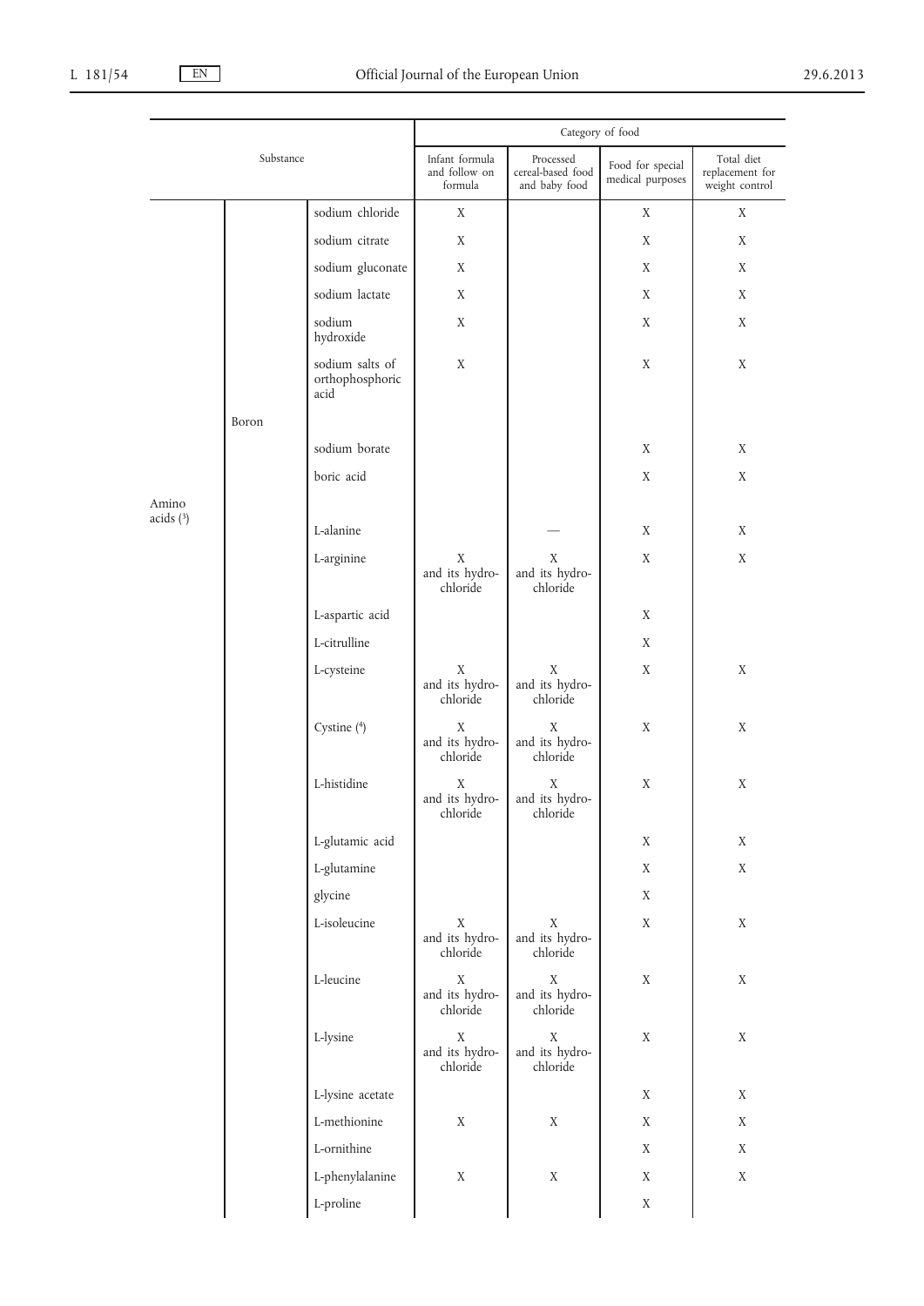| Substance | | | Category of food | | | |
|---|---|---|---|---|---|---|
| | | | Infant formula and follow on formula | Processed cereal-based food and baby food | Food for special medical purposes | Total diet replacement for weight control |
| | | sodium chloride | X | | X | X |
| | | sodium citrate | X | | X | X |
| | | sodium gluconate | X | | X | X |
| | | sodium lactate | X | | X | X |
| | | sodium hydroxide | X | | X | X |
| | | sodium salts of orthophosphoric acid | X | | X | X |
| | Boron | | | | | |
| | | sodium borate | | | X | X |
| | | boric acid | | | X | X |
| Amino acids (3) | | | | | | |
| | | L-alanine | | — | X | X |
| | | L-arginine | X and its hydrochloride | X and its hydrochloride | X | X |
| | | L-aspartic acid | | | X | |
| | | L-citrulline | | | X | |
| | | L-cysteine | X and its hydrochloride | X and its hydrochloride | X | X |
| | | Cystine (4) | X and its hydrochloride | X and its hydrochloride | X | X |
| | | L-histidine | X and its hydrochloride | X and its hydrochloride | X | X |
| | | L-glutamic acid | | | X | X |
| | | L-glutamine | | | X | X |
| | | glycine | | | X | |
| | | L-isoleucine | X and its hydrochloride | X and its hydrochloride | X | X |
| | | L-leucine | X and its hydrochloride | X and its hydrochloride | X | X |
| | | L-lysine | X and its hydrochloride | X and its hydrochloride | X | X |
| | | L-lysine acetate | | | X | X |
| | | L-methionine | X | X | X | X |
| | | L-ornithine | | | X | X |
| | | L-phenylalanine | X | X | X | X |
| | | L-proline | | | X | |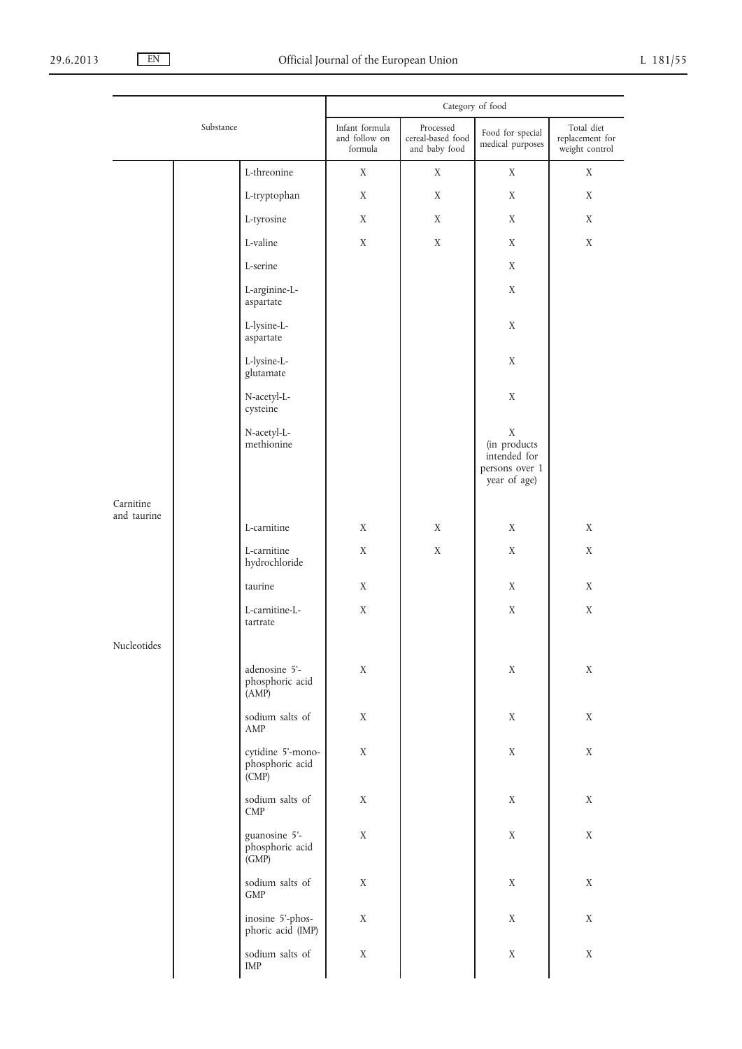| Substance | | | Category of food | | | |
|---|---|---|---|---|---|---|
| | | | Infant formula and follow on formula | Processed cereal-based food and baby food | Food for special medical purposes | Total diet replacement for weight control |
| | | L-threonine | X | X | X | X |
| | | L-tryptophan | X | X | X | X |
| | | L-tyrosine | X | X | X | X |
| | | L-valine | X | X | X | X |
| | | L-serine | | | X | |
| | | L-arginine-L-aspartate | | | X | |
| | | L-lysine-L-aspartate | | | X | |
| | | L-lysine-L-glutamate | | | X | |
| | | N-acetyl-L-cysteine | | | X | |
| | | N-acetyl-L-methionine | | | X (in products intended for persons over 1 year of age) | |
| Carnitine and taurine | | | | | | |
| | | L-carnitine | X | X | X | X |
| | | L-carnitine hydrochloride | X | X | X | X |
| | | taurine | X | | X | X |
| | | L-carnitine-L-tartrate | X | | X | X |
| Nucleotides | | | | | | |
| | | adenosine 5'-phosphoric acid (AMP) | X | | X | X |
| | | sodium salts of AMP | X | | X | X |
| | | cytidine 5'-monophosphoric acid (CMP) | X | | X | X |
| | | sodium salts of CMP | X | | X | X |
| | | guanosine 5'-phosphoric acid (GMP) | X | | X | X |
| | | sodium salts of GMP | X | | X | X |
| | | inosine 5'-phosphoric acid (IMP) | X | | X | X |
| | | sodium salts of IMP | X | | X | X |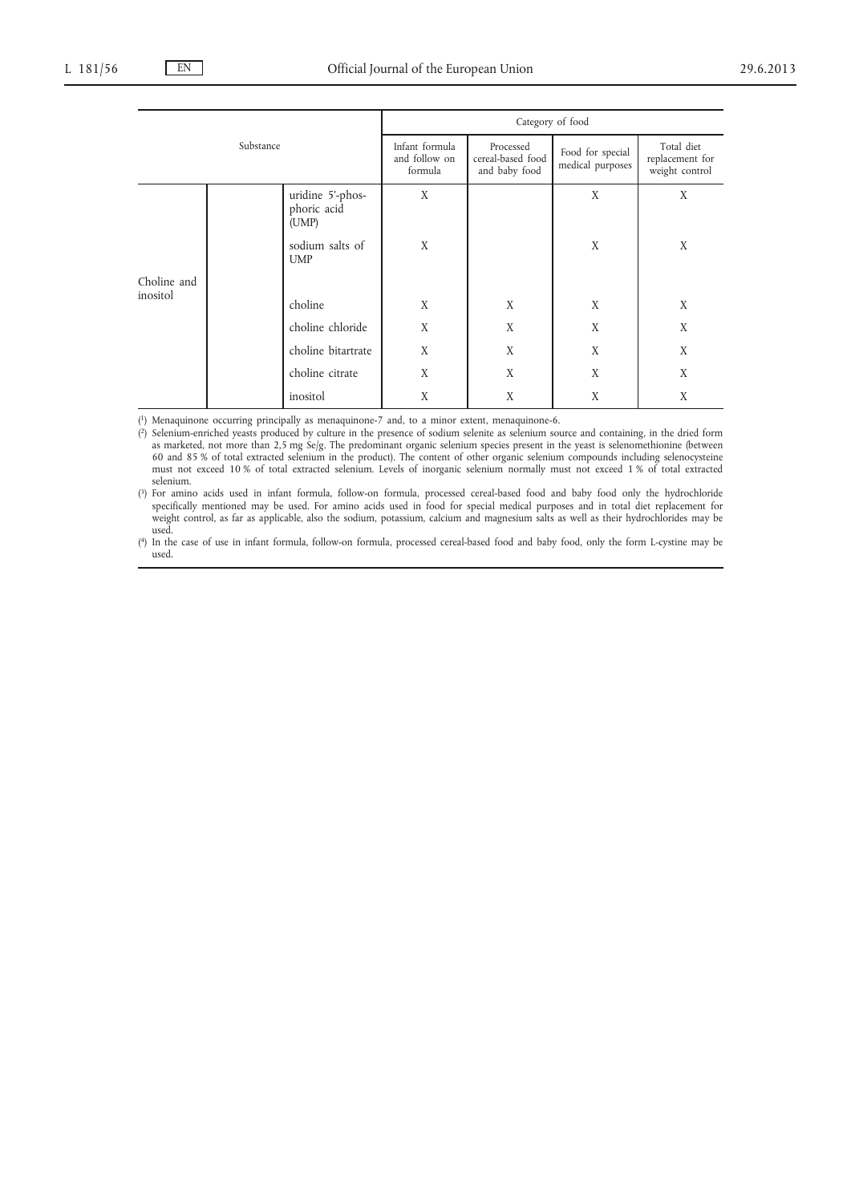| Substance | | | Category of food | | | |
|---|---|---|---|---|---|---|
| | | | Infant formula and follow on formula | Processed cereal-based food and baby food | Food for special medical purposes | Total diet replacement for weight control |
| | | uridine 5'-phosphoric acid (UMP) | X | | X | X |
| | | sodium salts of UMP | X | | X | X |
| Choline and inositol | | choline | X | X | X | X |
| | | choline chloride | X | X | X | X |
| | | choline bitartrate | X | X | X | X |
| | | choline citrate | X | X | X | X |
| | | inositol | X | X | X | X |

(1) Menaquinone occurring principally as menaquinone-7 and, to a minor extent, menaquinone-6.

(2) Selenium-enriched yeasts produced by culture in the presence of sodium selenite as selenium source and containing, in the dried form as marketed, not more than 2,5 mg Se/g. The predominant organic selenium species present in the yeast is selenomethionine (between 60 and 85 % of total extracted selenium in the product). The content of other organic selenium compounds including selenocysteine must not exceed 10 % of total extracted selenium. Levels of inorganic selenium normally must not exceed 1 % of total extracted selenium.

(3) For amino acids used in infant formula, follow-on formula, processed cereal-based food and baby food only the hydrochloride specifically mentioned may be used. For amino acids used in food for special medical purposes and in total diet replacement for weight control, as far as applicable, also the sodium, potassium, calcium and magnesium salts as well as their hydrochlorides may be used.

(4) In the case of use in infant formula, follow-on formula, processed cereal-based food and baby food, only the form L-cystine may be used.